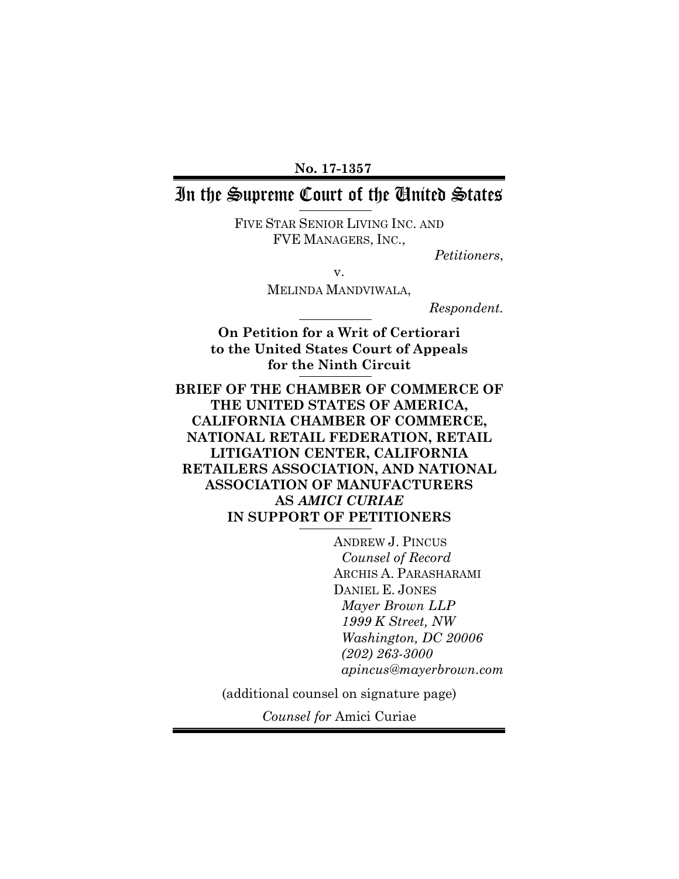**No. 17-1357**

# In the Supreme Court of the United States

FIVE STAR SENIOR LIVING INC. AND FVE MANAGERS, INC.,

*Petitioners*,

v.

MELINDA MANDVIWALA,

*Respondent.*

**On Petition for a Writ of Certiorari to the United States Court of Appeals for the Ninth Circuit**

**BRIEF OF THE CHAMBER OF COMMERCE OF THE UNITED STATES OF AMERICA, CALIFORNIA CHAMBER OF COMMERCE, NATIONAL RETAIL FEDERATION, RETAIL LITIGATION CENTER, CALIFORNIA RETAILERS ASSOCIATION, AND NATIONAL ASSOCIATION OF MANUFACTURERS AS *AMICI CURIAE* IN SUPPORT OF PETITIONERS**

ANDREW J. PINCUS
*Counsel of Record*
ARCHIS A. PARASHARAMI
DANIEL E. JONES
*Mayer Brown LLP*
*1999 K Street, NW*
*Washington, DC 20006*
*(202) 263-3000*
*apincus@mayerbrown.com*

(additional counsel on signature page)

*Counsel for* Amici Curiae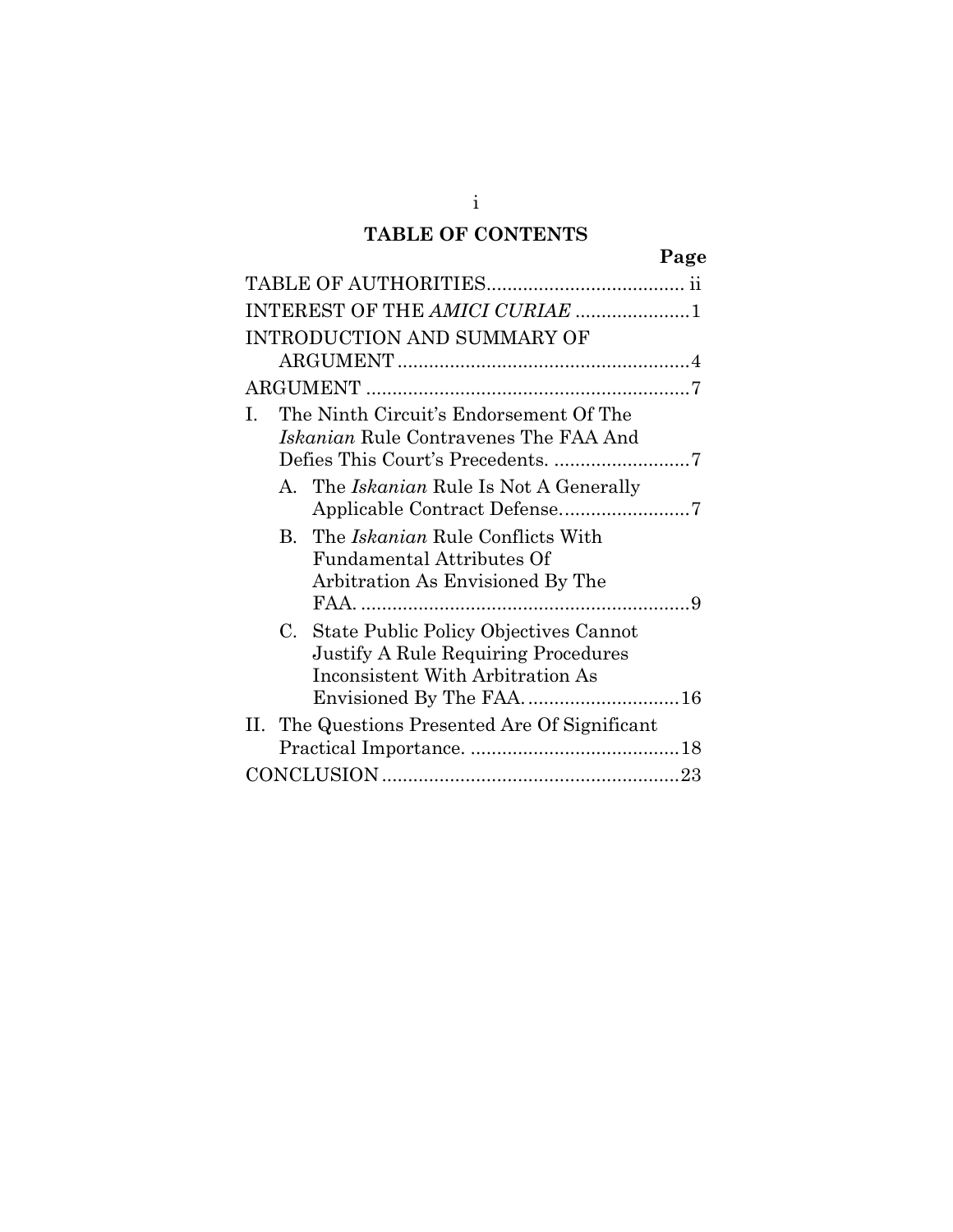# TABLE OF CONTENTS

| | Page |
|---|---|
| TABLE OF AUTHORITIES | ii |
| INTEREST OF THE *AMICI CURIAE* | 1 |
| INTRODUCTION AND SUMMARY OF ARGUMENT | 4 |
| ARGUMENT | 7 |
| I. The Ninth Circuit's Endorsement Of The *Iskanian* Rule Contravenes The FAA And Defies This Court's Precedents. | 7 |
| A. The *Iskanian* Rule Is Not A Generally Applicable Contract Defense. | 7 |
| B. The *Iskanian* Rule Conflicts With Fundamental Attributes Of Arbitration As Envisioned By The FAA. | 9 |
| C. State Public Policy Objectives Cannot Justify A Rule Requiring Procedures Inconsistent With Arbitration As Envisioned By The FAA. | 16 |
| II. The Questions Presented Are Of Significant Practical Importance. | 18 |
| CONCLUSION | 23 |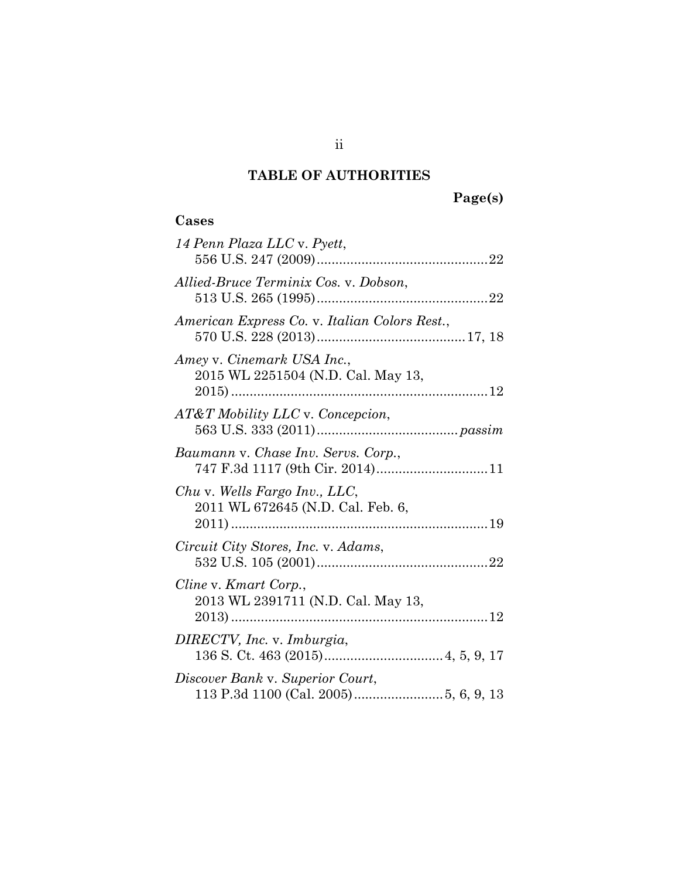## TABLE OF AUTHORITIES

**Page(s)**

### Cases

*14 Penn Plaza LLC* v. *Pyett*,
556 U.S. 247 (2009) .............................................. 22

*Allied-Bruce Terminix Cos.* v. *Dobson*,
513 U.S. 265 (1995) .............................................. 22

*American Express Co.* v. *Italian Colors Rest.*,
570 U.S. 228 (2013) ........................................ 17, 18

*Amey* v. *Cinemark USA Inc.*,
2015 WL 2251504 (N.D. Cal. May 13,
2015) ..................................................................... 12

*AT&T Mobility LLC* v. *Concepcion*,
563 U.S. 333 (2011) ...................................... *passim*

*Baumann* v. *Chase Inv. Servs. Corp.*,
747 F.3d 1117 (9th Cir. 2014) .............................. 11

*Chu* v. *Wells Fargo Inv., LLC*,
2011 WL 672645 (N.D. Cal. Feb. 6,
2011) ..................................................................... 19

*Circuit City Stores, Inc.* v. *Adams*,
532 U.S. 105 (2001) .............................................. 22

*Cline* v. *Kmart Corp.*,
2013 WL 2391711 (N.D. Cal. May 13,
2013) ..................................................................... 12

*DIRECTV, Inc.* v. *Imburgia*,
136 S. Ct. 463 (2015) ................................ 4, 5, 9, 17

*Discover Bank* v. *Superior Court*,
113 P.3d 1100 (Cal. 2005) ........................ 5, 6, 9, 13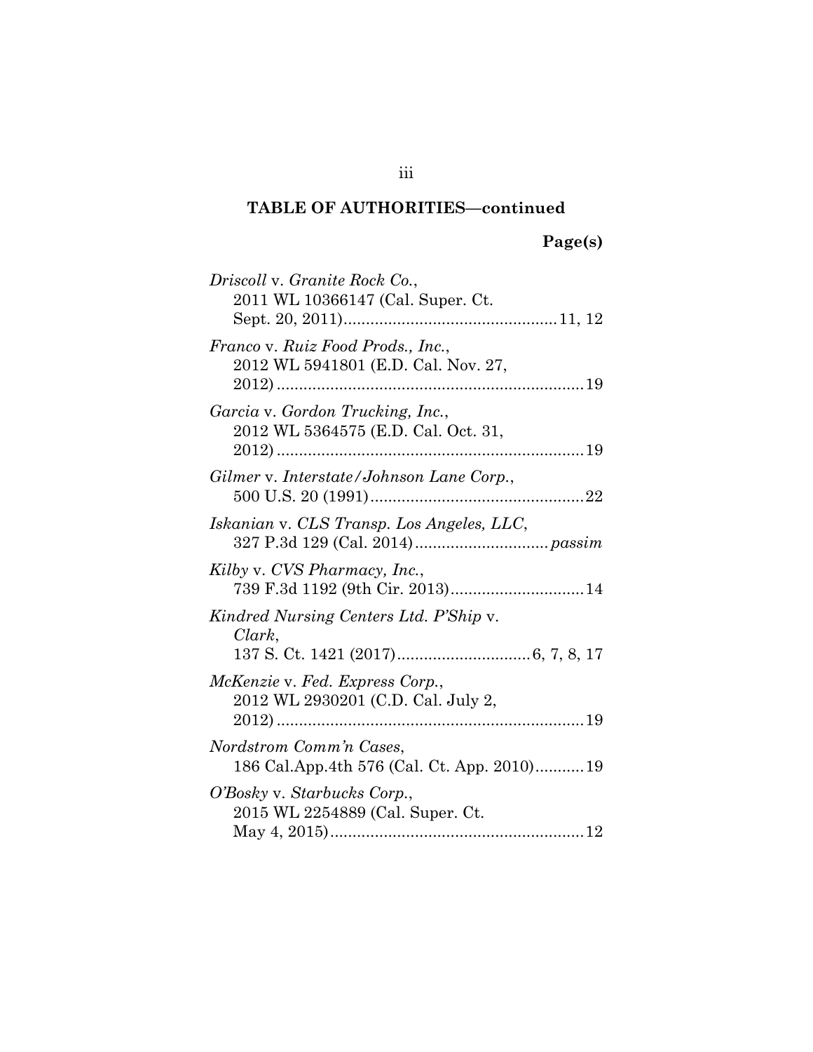## TABLE OF AUTHORITIES—continued

**Page(s)**

*Driscoll* v. *Granite Rock Co.*,
2011 WL 10366147 (Cal. Super. Ct. Sept. 20, 2011)................................................11, 12

*Franco* v. *Ruiz Food Prods., Inc.*,
2012 WL 5941801 (E.D. Cal. Nov. 27, 2012).....................................................................19

*Garcia* v. *Gordon Trucking, Inc.*,
2012 WL 5364575 (E.D. Cal. Oct. 31, 2012).....................................................................19

*Gilmer* v. *Interstate/Johnson Lane Corp.*,
500 U.S. 20 (1991)................................................22

*Iskanian* v. *CLS Transp. Los Angeles, LLC*,
327 P.3d 129 (Cal. 2014)..............................*passim*

*Kilby* v. *CVS Pharmacy, Inc.*,
739 F.3d 1192 (9th Cir. 2013)..............................14

*Kindred Nursing Centers Ltd. P'Ship* v. *Clark*,
137 S. Ct. 1421 (2017)..............................6, 7, 8, 17

*McKenzie* v. *Fed. Express Corp.*,
2012 WL 2930201 (C.D. Cal. July 2, 2012).....................................................................19

*Nordstrom Comm'n Cases*,
186 Cal.App.4th 576 (Cal. Ct. App. 2010)...........19

*O'Bosky* v. *Starbucks Corp.*,
2015 WL 2254889 (Cal. Super. Ct. May 4, 2015).........................................................12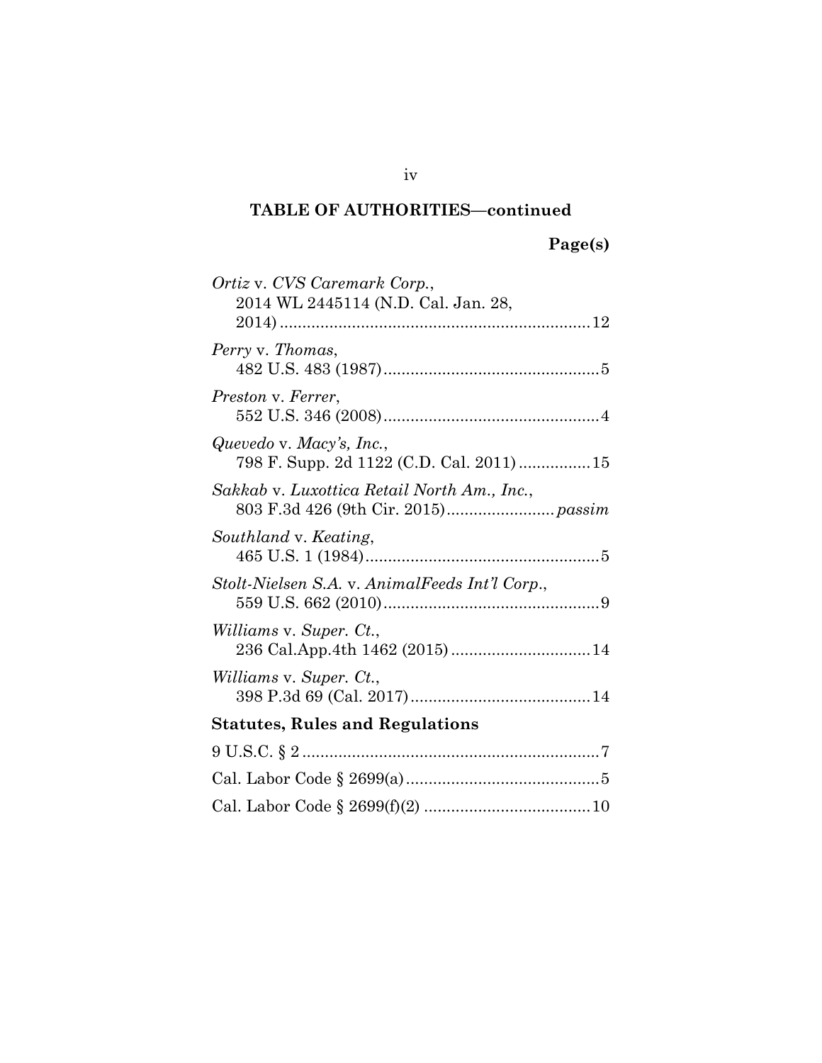## TABLE OF AUTHORITIES—continued

**Page(s)**

*Ortiz* v. *CVS Caremark Corp.*,
2014 WL 2445114 (N.D. Cal. Jan. 28, 2014) ..................................................................... 12

*Perry* v. *Thomas*,
482 U.S. 483 (1987) ................................................ 5

*Preston* v. *Ferrer*,
552 U.S. 346 (2008) ................................................ 4

*Quevedo* v. *Macy's, Inc.*,
798 F. Supp. 2d 1122 (C.D. Cal. 2011) ................ 15

*Sakkab* v. *Luxottica Retail North Am., Inc.*,
803 F.3d 426 (9th Cir. 2015) ........................ *passim*

*Southland* v. *Keating*,
465 U.S. 1 (1984) .................................................... 5

*Stolt-Nielsen S.A.* v. *AnimalFeeds Int'l Corp.*,
559 U.S. 662 (2010) ................................................ 9

*Williams* v. *Super. Ct.*,
236 Cal.App.4th 1462 (2015) ............................... 14

*Williams* v. *Super. Ct.*,
398 P.3d 69 (Cal. 2017) ........................................ 14

**Statutes, Rules and Regulations**

9 U.S.C. § 2 .................................................................. 7

Cal. Labor Code § 2699(a) ........................................... 5

Cal. Labor Code § 2699(f)(2) ..................................... 10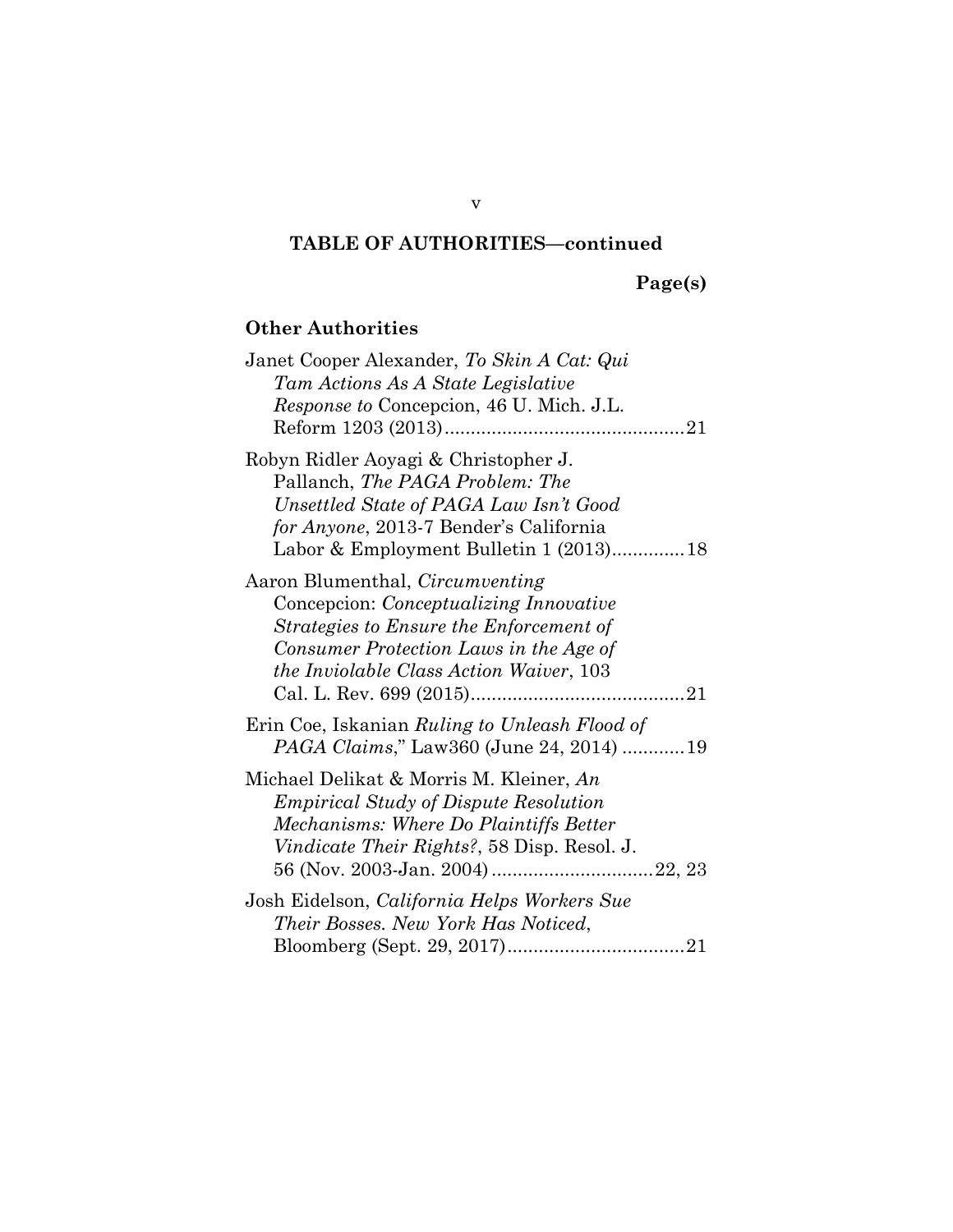**TABLE OF AUTHORITIES—continued**

**Page(s)**

**Other Authorities**

Janet Cooper Alexander, *To Skin A Cat: Qui Tam Actions As A State Legislative Response to* Concepcion, 46 U. Mich. J.L. Reform 1203 (2013)..............................................21

Robyn Ridler Aoyagi & Christopher J. Pallanch, *The PAGA Problem: The Unsettled State of PAGA Law Isn't Good for Anyone*, 2013-7 Bender's California Labor & Employment Bulletin 1 (2013)..............18

Aaron Blumenthal, *Circumventing* Concepcion: *Conceptualizing Innovative Strategies to Ensure the Enforcement of Consumer Protection Laws in the Age of the Inviolable Class Action Waiver*, 103 Cal. L. Rev. 699 (2015).........................................21

Erin Coe, Iskanian *Ruling to Unleash Flood of PAGA Claims*," Law360 (June 24, 2014) ............19

Michael Delikat & Morris M. Kleiner, *An Empirical Study of Dispute Resolution Mechanisms: Where Do Plaintiffs Better Vindicate Their Rights?*, 58 Disp. Resol. J. 56 (Nov. 2003-Jan. 2004) ...............................22, 23

Josh Eidelson, *California Helps Workers Sue Their Bosses. New York Has Noticed*, Bloomberg (Sept. 29, 2017)..................................21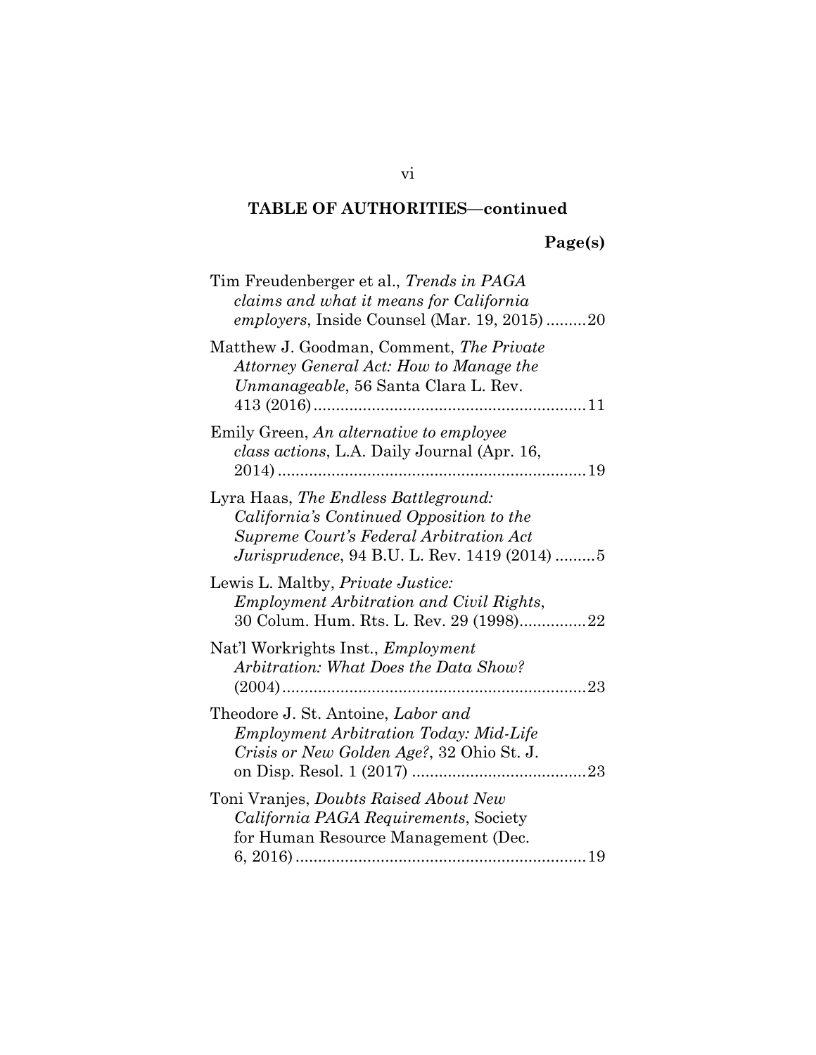**TABLE OF AUTHORITIES—continued**

**Page(s)**

Tim Freudenberger et al., *Trends in PAGA claims and what it means for California employers*, Inside Counsel (Mar. 19, 2015) .........20

Matthew J. Goodman, Comment, *The Private Attorney General Act: How to Manage the Unmanageable*, 56 Santa Clara L. Rev. 413 (2016) ............................................................11

Emily Green, *An alternative to employee class actions*, L.A. Daily Journal (Apr. 16, 2014) ....................................................................19

Lyra Haas, *The Endless Battleground: California's Continued Opposition to the Supreme Court's Federal Arbitration Act Jurisprudence*, 94 B.U. L. Rev. 1419 (2014) .........5

Lewis L. Maltby, *Private Justice: Employment Arbitration and Civil Rights*, 30 Colum. Hum. Rts. L. Rev. 29 (1998)...............22

Nat'l Workrights Inst., *Employment Arbitration: What Does the Data Show?* (2004)...................................................................23

Theodore J. St. Antoine, *Labor and Employment Arbitration Today: Mid-Life Crisis or New Golden Age?*, 32 Ohio St. J. on Disp. Resol. 1 (2017) .......................................23

Toni Vranjes, *Doubts Raised About New California PAGA Requirements*, Society for Human Resource Management (Dec. 6, 2016) ................................................................19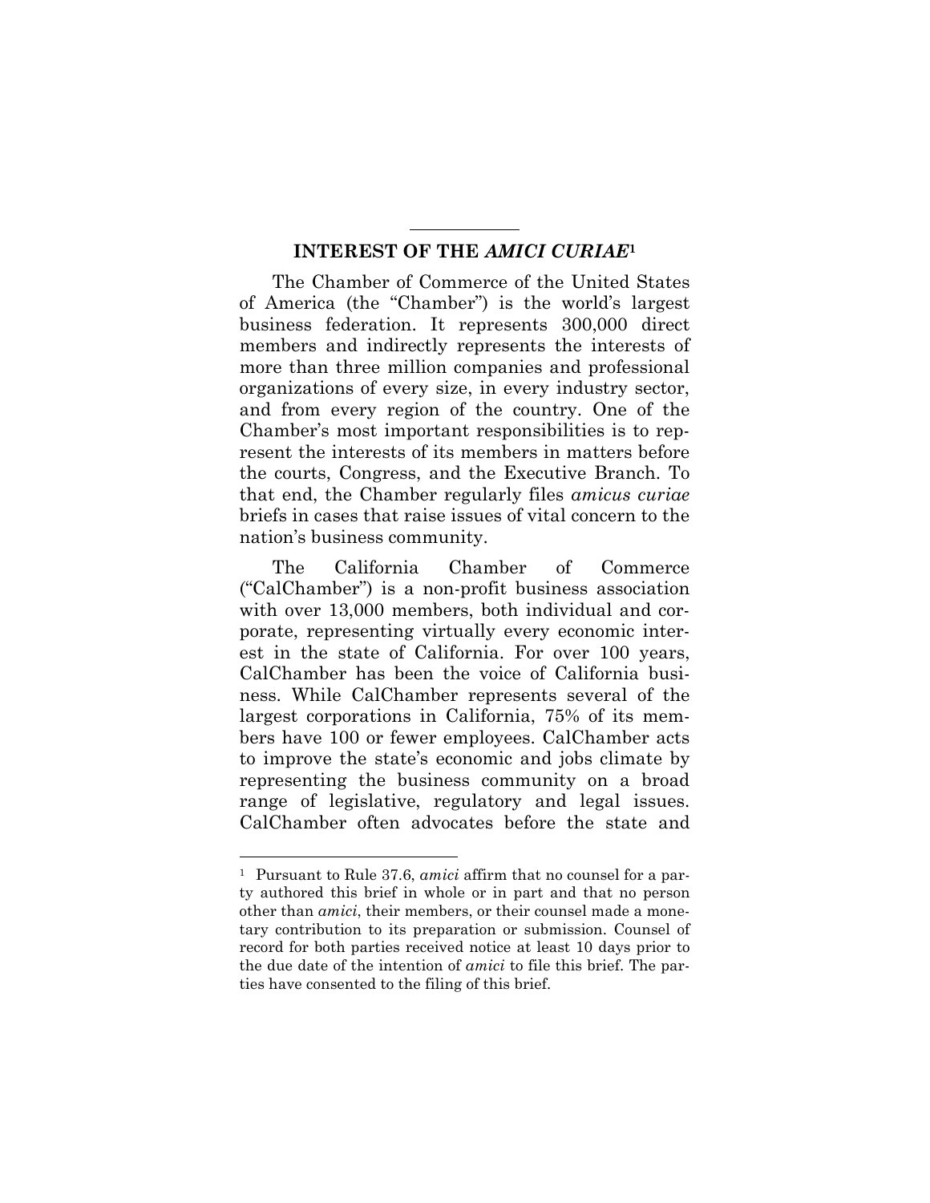## INTEREST OF THE *AMICI CURIAE*[1]

The Chamber of Commerce of the United States of America (the "Chamber") is the world's largest business federation. It represents 300,000 direct members and indirectly represents the interests of more than three million companies and professional organizations of every size, in every industry sector, and from every region of the country. One of the Chamber's most important responsibilities is to represent the interests of its members in matters before the courts, Congress, and the Executive Branch. To that end, the Chamber regularly files *amicus curiae* briefs in cases that raise issues of vital concern to the nation's business community.

The California Chamber of Commerce ("CalChamber") is a non-profit business association with over 13,000 members, both individual and corporate, representing virtually every economic interest in the state of California. For over 100 years, CalChamber has been the voice of California business. While CalChamber represents several of the largest corporations in California, 75% of its members have 100 or fewer employees. CalChamber acts to improve the state's economic and jobs climate by representing the business community on a broad range of legislative, regulatory and legal issues. CalChamber often advocates before the state and

---

[1] Pursuant to Rule 37.6, *amici* affirm that no counsel for a party authored this brief in whole or in part and that no person other than *amici*, their members, or their counsel made a monetary contribution to its preparation or submission. Counsel of record for both parties received notice at least 10 days prior to the due date of the intention of *amici* to file this brief. The parties have consented to the filing of this brief.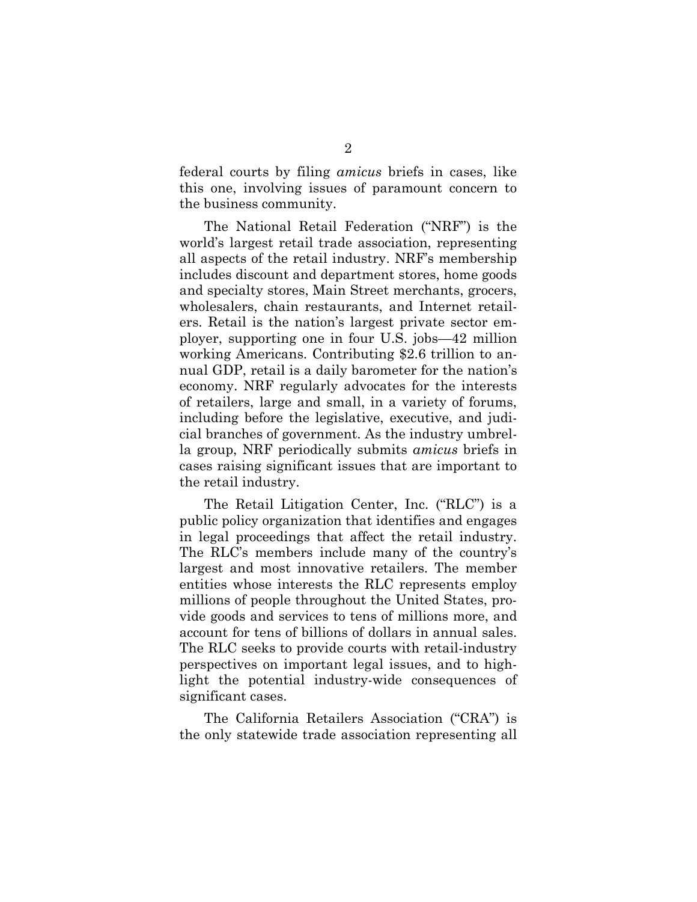federal courts by filing *amicus* briefs in cases, like this one, involving issues of paramount concern to the business community.

The National Retail Federation ("NRF") is the world's largest retail trade association, representing all aspects of the retail industry. NRF's membership includes discount and department stores, home goods and specialty stores, Main Street merchants, grocers, wholesalers, chain restaurants, and Internet retailers. Retail is the nation's largest private sector employer, supporting one in four U.S. jobs—42 million working Americans. Contributing $2.6 trillion to annual GDP, retail is a daily barometer for the nation's economy. NRF regularly advocates for the interests of retailers, large and small, in a variety of forums, including before the legislative, executive, and judicial branches of government. As the industry umbrella group, NRF periodically submits *amicus* briefs in cases raising significant issues that are important to the retail industry.

The Retail Litigation Center, Inc. ("RLC") is a public policy organization that identifies and engages in legal proceedings that affect the retail industry. The RLC's members include many of the country's largest and most innovative retailers. The member entities whose interests the RLC represents employ millions of people throughout the United States, provide goods and services to tens of millions more, and account for tens of billions of dollars in annual sales. The RLC seeks to provide courts with retail-industry perspectives on important legal issues, and to highlight the potential industry-wide consequences of significant cases.

The California Retailers Association ("CRA") is the only statewide trade association representing all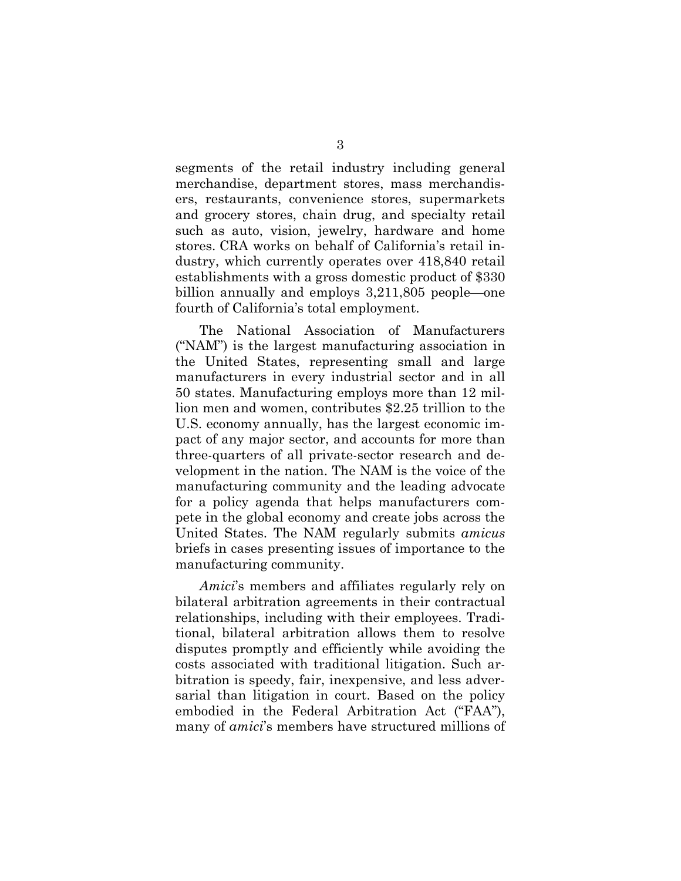segments of the retail industry including general merchandise, department stores, mass merchandisers, restaurants, convenience stores, supermarkets and grocery stores, chain drug, and specialty retail such as auto, vision, jewelry, hardware and home stores. CRA works on behalf of California's retail industry, which currently operates over 418,840 retail establishments with a gross domestic product of $330 billion annually and employs 3,211,805 people—one fourth of California's total employment.

The National Association of Manufacturers ("NAM") is the largest manufacturing association in the United States, representing small and large manufacturers in every industrial sector and in all 50 states. Manufacturing employs more than 12 million men and women, contributes $2.25 trillion to the U.S. economy annually, has the largest economic impact of any major sector, and accounts for more than three-quarters of all private-sector research and development in the nation. The NAM is the voice of the manufacturing community and the leading advocate for a policy agenda that helps manufacturers compete in the global economy and create jobs across the United States. The NAM regularly submits *amicus* briefs in cases presenting issues of importance to the manufacturing community.

*Amici*'s members and affiliates regularly rely on bilateral arbitration agreements in their contractual relationships, including with their employees. Traditional, bilateral arbitration allows them to resolve disputes promptly and efficiently while avoiding the costs associated with traditional litigation. Such arbitration is speedy, fair, inexpensive, and less adversarial than litigation in court. Based on the policy embodied in the Federal Arbitration Act ("FAA"), many of *amici*'s members have structured millions of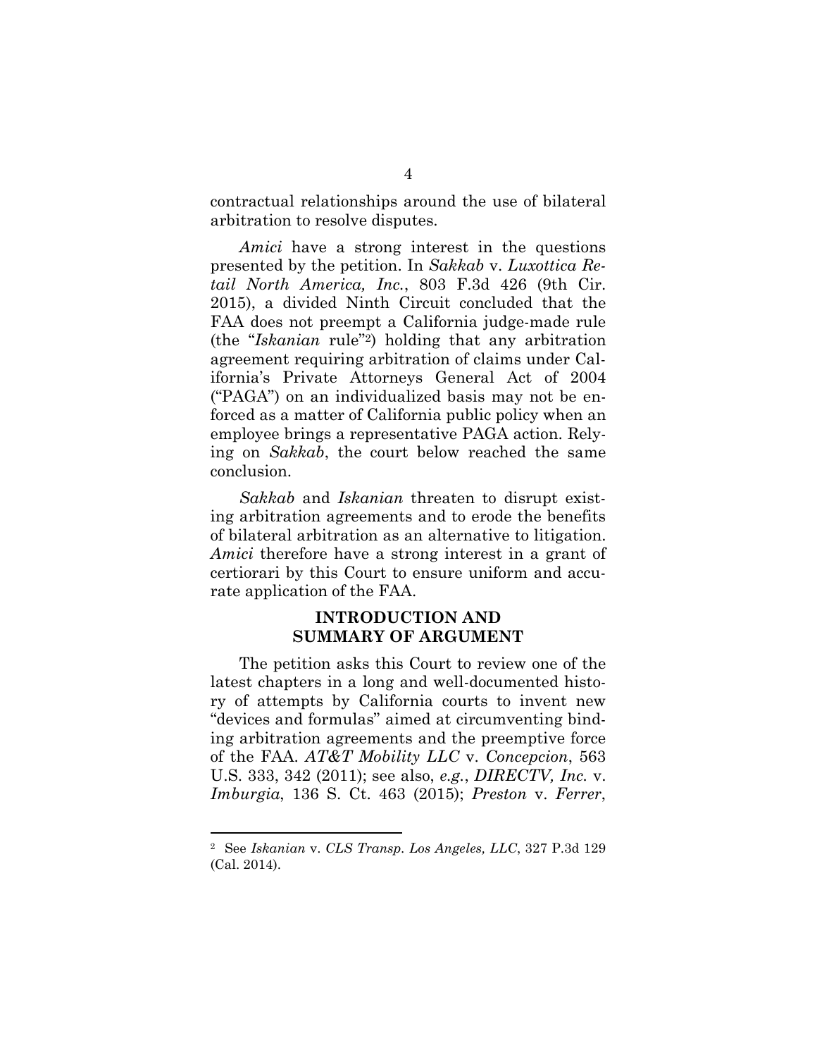contractual relationships around the use of bilateral arbitration to resolve disputes.

*Amici* have a strong interest in the questions presented by the petition. In *Sakkab* v. *Luxottica Retail North America, Inc.*, 803 F.3d 426 (9th Cir. 2015), a divided Ninth Circuit concluded that the FAA does not preempt a California judge-made rule (the "*Iskanian* rule"[2]) holding that any arbitration agreement requiring arbitration of claims under California's Private Attorneys General Act of 2004 ("PAGA") on an individualized basis may not be enforced as a matter of California public policy when an employee brings a representative PAGA action. Relying on *Sakkab*, the court below reached the same conclusion.

*Sakkab* and *Iskanian* threaten to disrupt existing arbitration agreements and to erode the benefits of bilateral arbitration as an alternative to litigation. *Amici* therefore have a strong interest in a grant of certiorari by this Court to ensure uniform and accurate application of the FAA.

## INTRODUCTION AND SUMMARY OF ARGUMENT

The petition asks this Court to review one of the latest chapters in a long and well-documented history of attempts by California courts to invent new "devices and formulas" aimed at circumventing binding arbitration agreements and the preemptive force of the FAA. *AT&T Mobility LLC* v. *Concepcion*, 563 U.S. 333, 342 (2011); see also, *e.g.*, *DIRECTV, Inc.* v. *Imburgia*, 136 S. Ct. 463 (2015); *Preston* v. *Ferrer*,

---

[2] See *Iskanian* v. *CLS Transp. Los Angeles, LLC*, 327 P.3d 129 (Cal. 2014).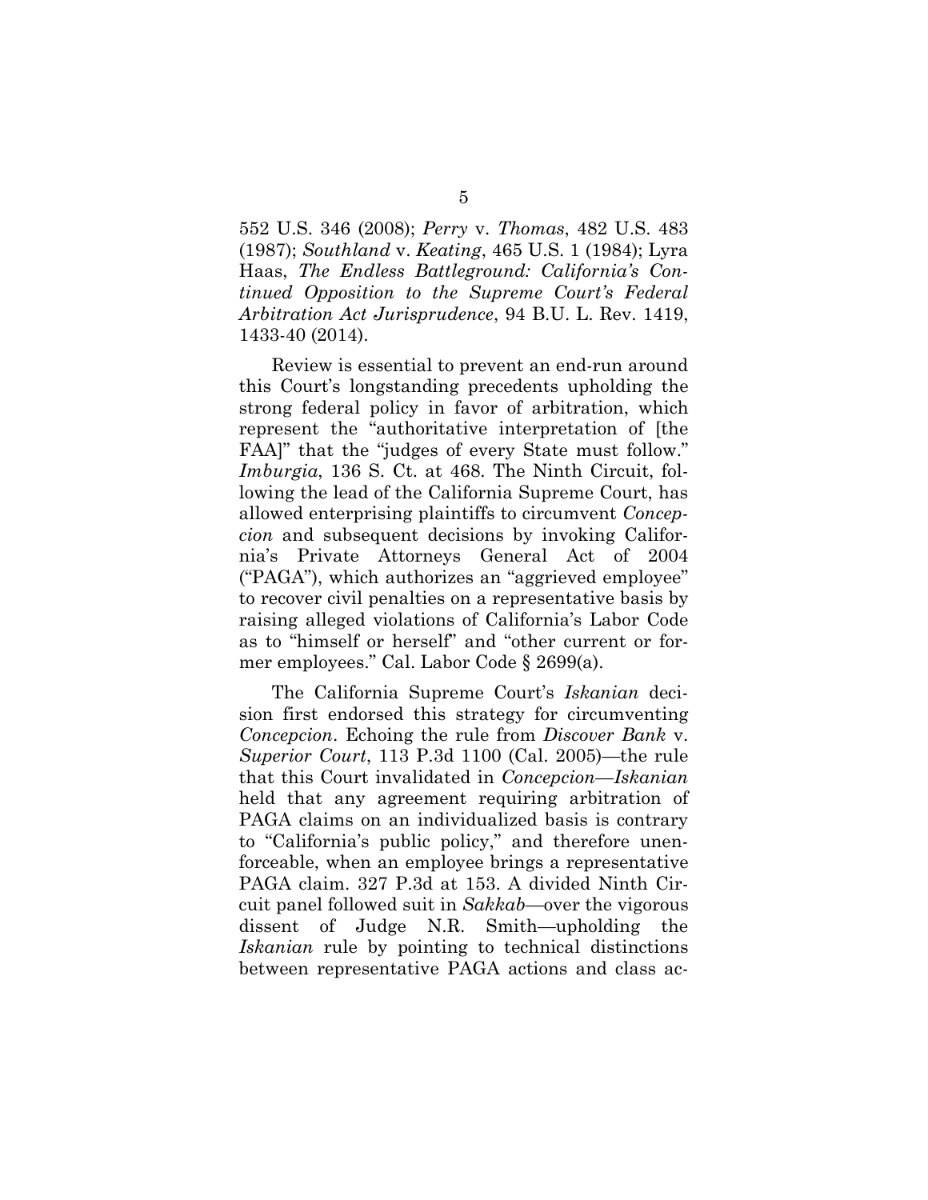552 U.S. 346 (2008); *Perry* v. *Thomas*, 482 U.S. 483 (1987); *Southland* v. *Keating*, 465 U.S. 1 (1984); Lyra Haas, *The Endless Battleground: California's Continued Opposition to the Supreme Court's Federal Arbitration Act Jurisprudence*, 94 B.U. L. Rev. 1419, 1433-40 (2014).

Review is essential to prevent an end-run around this Court's longstanding precedents upholding the strong federal policy in favor of arbitration, which represent the "authoritative interpretation of [the FAA]" that the "judges of every State must follow." *Imburgia*, 136 S. Ct. at 468. The Ninth Circuit, following the lead of the California Supreme Court, has allowed enterprising plaintiffs to circumvent *Concepcion* and subsequent decisions by invoking California's Private Attorneys General Act of 2004 ("PAGA"), which authorizes an "aggrieved employee" to recover civil penalties on a representative basis by raising alleged violations of California's Labor Code as to "himself or herself" and "other current or former employees." Cal. Labor Code § 2699(a).

The California Supreme Court's *Iskanian* decision first endorsed this strategy for circumventing *Concepcion*. Echoing the rule from *Discover Bank* v. *Superior Court*, 113 P.3d 1100 (Cal. 2005)—the rule that this Court invalidated in *Concepcion*—*Iskanian* held that any agreement requiring arbitration of PAGA claims on an individualized basis is contrary to "California's public policy," and therefore unenforceable, when an employee brings a representative PAGA claim. 327 P.3d at 153. A divided Ninth Circuit panel followed suit in *Sakkab*—over the vigorous dissent of Judge N.R. Smith—upholding the *Iskanian* rule by pointing to technical distinctions between representative PAGA actions and class ac-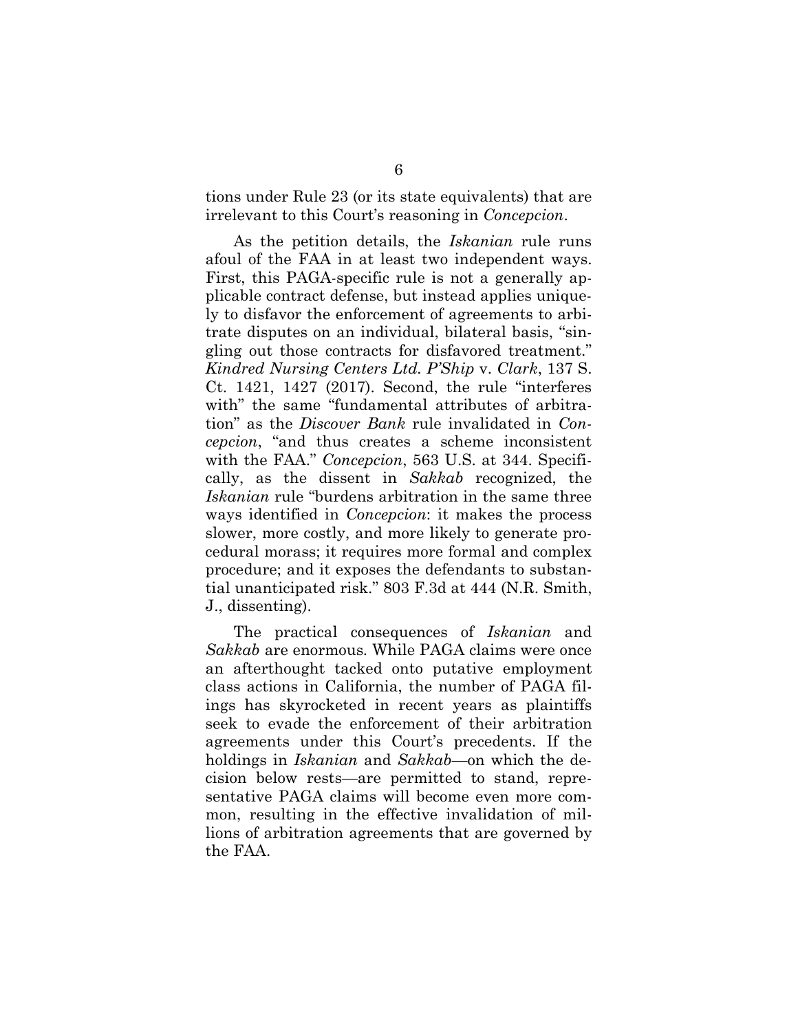tions under Rule 23 (or its state equivalents) that are irrelevant to this Court's reasoning in *Concepcion*.

As the petition details, the *Iskanian* rule runs afoul of the FAA in at least two independent ways. First, this PAGA-specific rule is not a generally applicable contract defense, but instead applies uniquely to disfavor the enforcement of agreements to arbitrate disputes on an individual, bilateral basis, "singling out those contracts for disfavored treatment." *Kindred Nursing Centers Ltd. P'Ship* v. *Clark*, 137 S. Ct. 1421, 1427 (2017). Second, the rule "interferes with" the same "fundamental attributes of arbitration" as the *Discover Bank* rule invalidated in *Concepcion*, "and thus creates a scheme inconsistent with the FAA." *Concepcion*, 563 U.S. at 344. Specifically, as the dissent in *Sakkab* recognized, the *Iskanian* rule "burdens arbitration in the same three ways identified in *Concepcion*: it makes the process slower, more costly, and more likely to generate procedural morass; it requires more formal and complex procedure; and it exposes the defendants to substantial unanticipated risk." 803 F.3d at 444 (N.R. Smith, J., dissenting).

The practical consequences of *Iskanian* and *Sakkab* are enormous. While PAGA claims were once an afterthought tacked onto putative employment class actions in California, the number of PAGA filings has skyrocketed in recent years as plaintiffs seek to evade the enforcement of their arbitration agreements under this Court's precedents. If the holdings in *Iskanian* and *Sakkab*—on which the decision below rests—are permitted to stand, representative PAGA claims will become even more common, resulting in the effective invalidation of millions of arbitration agreements that are governed by the FAA.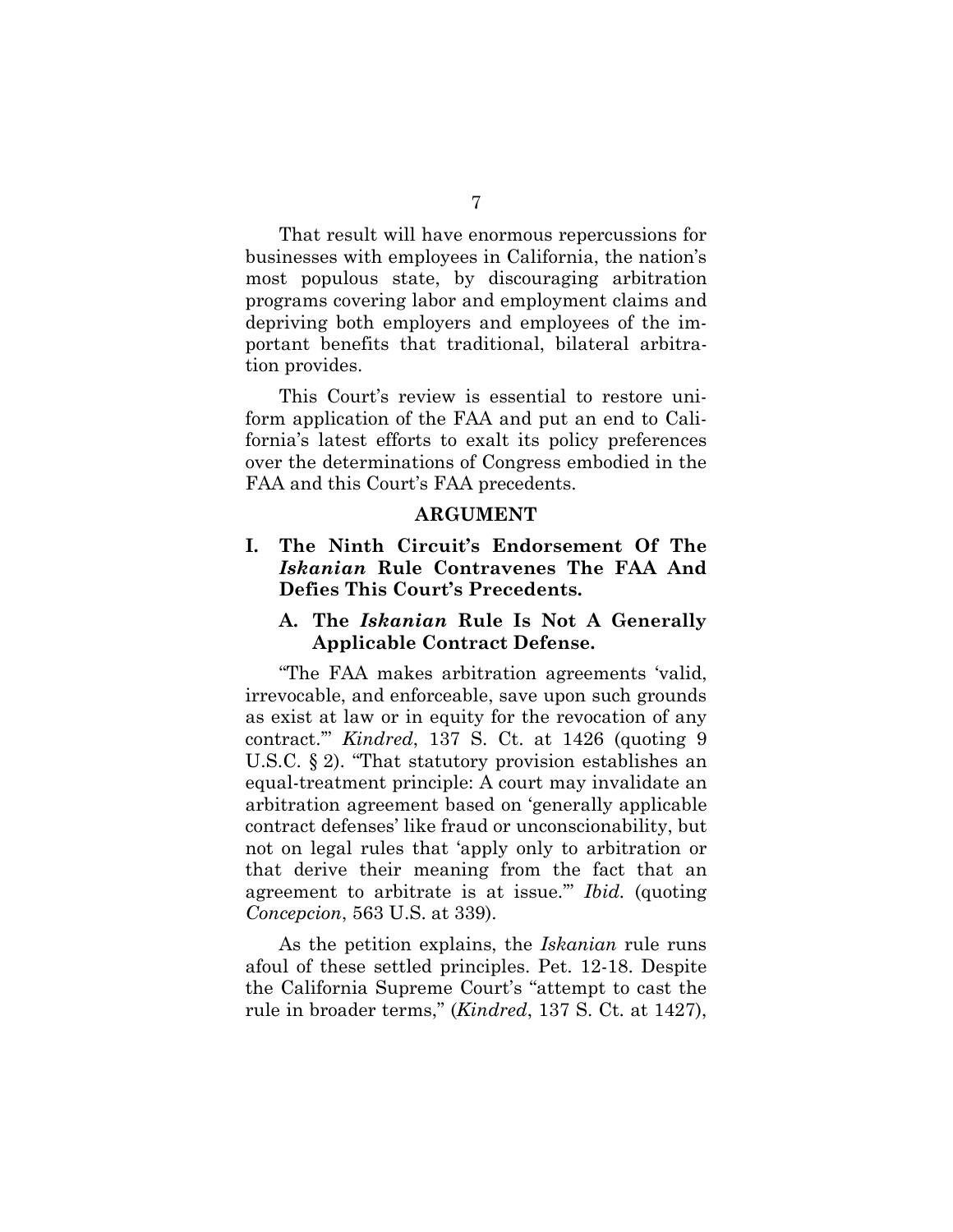That result will have enormous repercussions for businesses with employees in California, the nation's most populous state, by discouraging arbitration programs covering labor and employment claims and depriving both employers and employees of the important benefits that traditional, bilateral arbitration provides.

This Court's review is essential to restore uniform application of the FAA and put an end to California's latest efforts to exalt its policy preferences over the determinations of Congress embodied in the FAA and this Court's FAA precedents.

## ARGUMENT

### I. The Ninth Circuit's Endorsement Of The *Iskanian* Rule Contravenes The FAA And Defies This Court's Precedents.

#### A. The *Iskanian* Rule Is Not A Generally Applicable Contract Defense.

"The FAA makes arbitration agreements 'valid, irrevocable, and enforceable, save upon such grounds as exist at law or in equity for the revocation of any contract.'" *Kindred*, 137 S. Ct. at 1426 (quoting 9 U.S.C. § 2). "That statutory provision establishes an equal-treatment principle: A court may invalidate an arbitration agreement based on 'generally applicable contract defenses' like fraud or unconscionability, but not on legal rules that 'apply only to arbitration or that derive their meaning from the fact that an agreement to arbitrate is at issue.'" *Ibid.* (quoting *Concepcion*, 563 U.S. at 339).

As the petition explains, the *Iskanian* rule runs afoul of these settled principles. Pet. 12-18. Despite the California Supreme Court's "attempt to cast the rule in broader terms," (*Kindred*, 137 S. Ct. at 1427),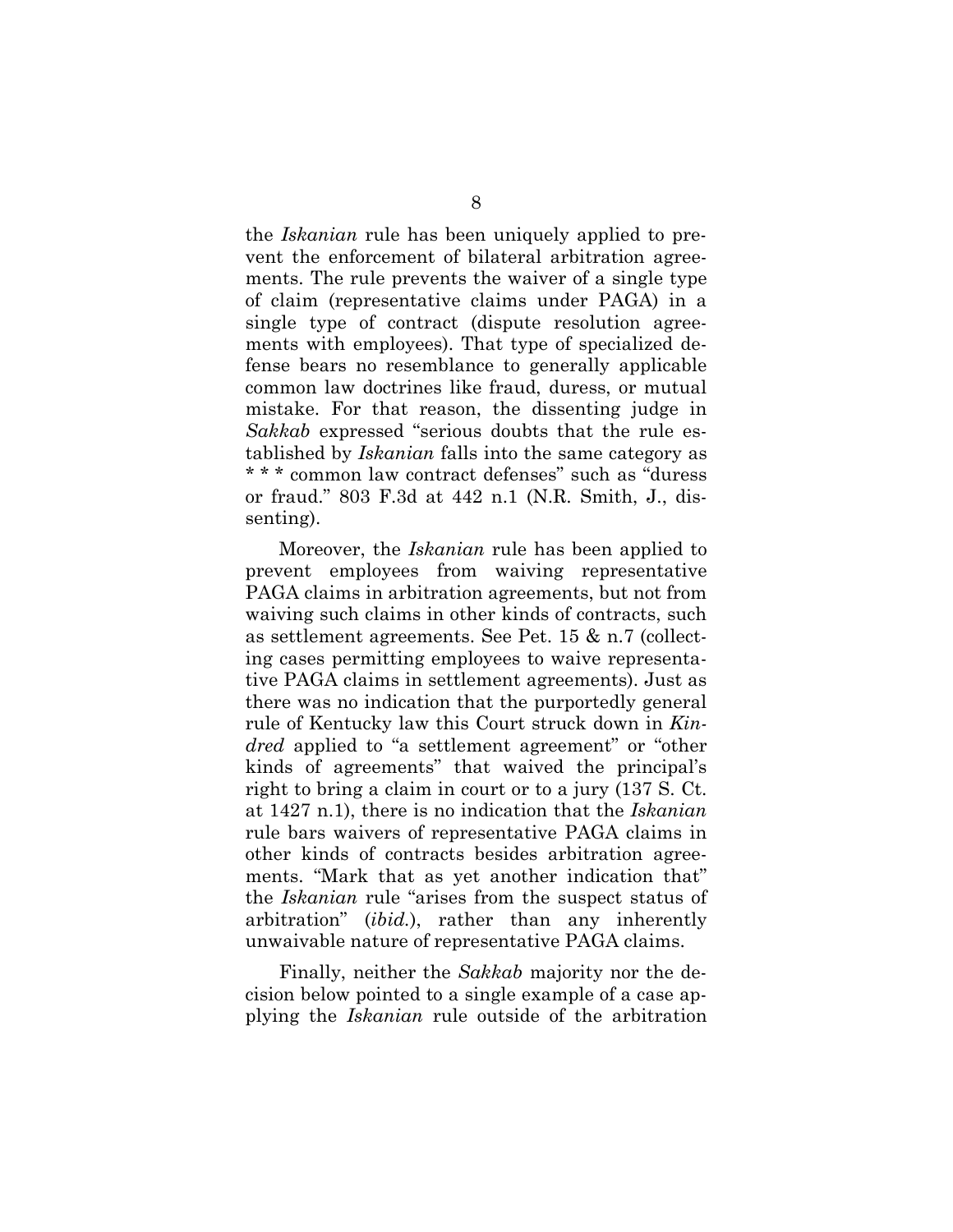the *Iskanian* rule has been uniquely applied to prevent the enforcement of bilateral arbitration agreements. The rule prevents the waiver of a single type of claim (representative claims under PAGA) in a single type of contract (dispute resolution agreements with employees). That type of specialized defense bears no resemblance to generally applicable common law doctrines like fraud, duress, or mutual mistake. For that reason, the dissenting judge in *Sakkab* expressed "serious doubts that the rule established by *Iskanian* falls into the same category as * * * common law contract defenses" such as "duress or fraud." 803 F.3d at 442 n.1 (N.R. Smith, J., dissenting).

Moreover, the *Iskanian* rule has been applied to prevent employees from waiving representative PAGA claims in arbitration agreements, but not from waiving such claims in other kinds of contracts, such as settlement agreements. See Pet. 15 & n.7 (collecting cases permitting employees to waive representative PAGA claims in settlement agreements). Just as there was no indication that the purportedly general rule of Kentucky law this Court struck down in *Kindred* applied to "a settlement agreement" or "other kinds of agreements" that waived the principal's right to bring a claim in court or to a jury (137 S. Ct. at 1427 n.1), there is no indication that the *Iskanian* rule bars waivers of representative PAGA claims in other kinds of contracts besides arbitration agreements. "Mark that as yet another indication that" the *Iskanian* rule "arises from the suspect status of arbitration" (*ibid.*), rather than any inherently unwaivable nature of representative PAGA claims.

Finally, neither the *Sakkab* majority nor the decision below pointed to a single example of a case applying the *Iskanian* rule outside of the arbitration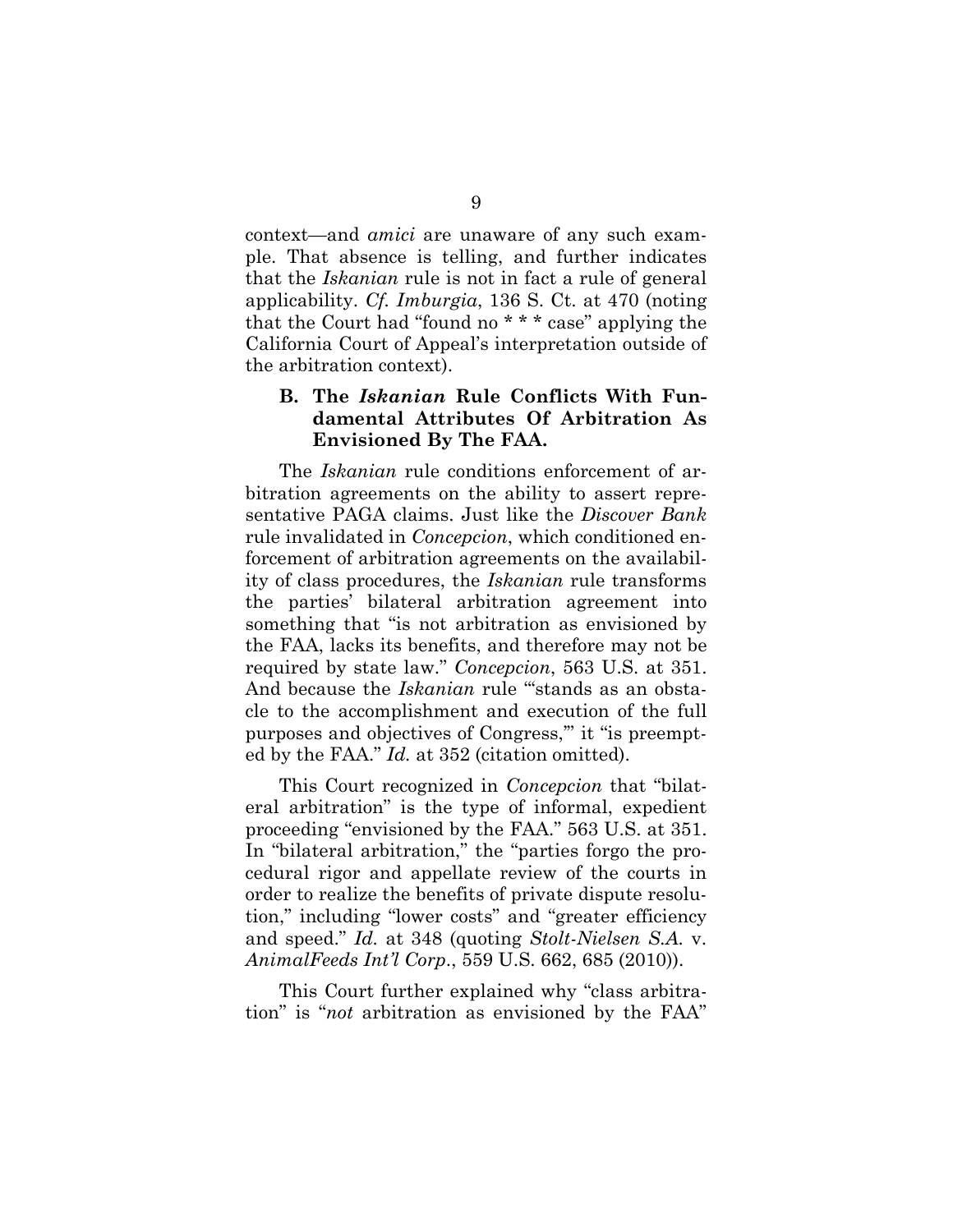context—and *amici* are unaware of any such example. That absence is telling, and further indicates that the *Iskanian* rule is not in fact a rule of general applicability. *Cf. Imburgia*, 136 S. Ct. at 470 (noting that the Court had "found no * * * case" applying the California Court of Appeal's interpretation outside of the arbitration context).

### B. The *Iskanian* Rule Conflicts With Fundamental Attributes Of Arbitration As Envisioned By The FAA.

The *Iskanian* rule conditions enforcement of arbitration agreements on the ability to assert representative PAGA claims. Just like the *Discover Bank* rule invalidated in *Concepcion*, which conditioned enforcement of arbitration agreements on the availability of class procedures, the *Iskanian* rule transforms the parties' bilateral arbitration agreement into something that "is not arbitration as envisioned by the FAA, lacks its benefits, and therefore may not be required by state law." *Concepcion*, 563 U.S. at 351. And because the *Iskanian* rule "'stands as an obstacle to the accomplishment and execution of the full purposes and objectives of Congress,'" it "is preempted by the FAA." *Id.* at 352 (citation omitted).

This Court recognized in *Concepcion* that "bilateral arbitration" is the type of informal, expedient proceeding "envisioned by the FAA." 563 U.S. at 351. In "bilateral arbitration," the "parties forgo the procedural rigor and appellate review of the courts in order to realize the benefits of private dispute resolution," including "lower costs" and "greater efficiency and speed." *Id.* at 348 (quoting *Stolt-Nielsen S.A.* v. *AnimalFeeds Int'l Corp*., 559 U.S. 662, 685 (2010)).

This Court further explained why "class arbitration" is "*not* arbitration as envisioned by the FAA"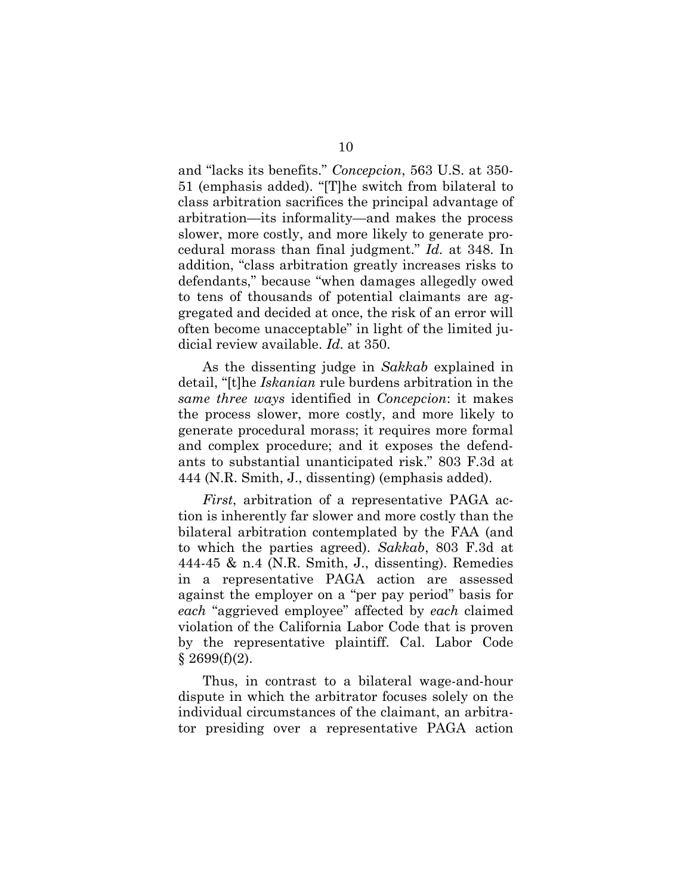and "lacks its benefits." *Concepcion*, 563 U.S. at 350-51 (emphasis added). "[T]he switch from bilateral to class arbitration sacrifices the principal advantage of arbitration—its informality—and makes the process slower, more costly, and more likely to generate procedural morass than final judgment." *Id.* at 348. In addition, "class arbitration greatly increases risks to defendants," because "when damages allegedly owed to tens of thousands of potential claimants are aggregated and decided at once, the risk of an error will often become unacceptable" in light of the limited judicial review available. *Id.* at 350.

As the dissenting judge in *Sakkab* explained in detail, "[t]he *Iskanian* rule burdens arbitration in the *same three ways* identified in *Concepcion*: it makes the process slower, more costly, and more likely to generate procedural morass; it requires more formal and complex procedure; and it exposes the defendants to substantial unanticipated risk." 803 F.3d at 444 (N.R. Smith, J., dissenting) (emphasis added).

*First*, arbitration of a representative PAGA action is inherently far slower and more costly than the bilateral arbitration contemplated by the FAA (and to which the parties agreed). *Sakkab*, 803 F.3d at 444-45 & n.4 (N.R. Smith, J., dissenting). Remedies in a representative PAGA action are assessed against the employer on a "per pay period" basis for *each* "aggrieved employee" affected by *each* claimed violation of the California Labor Code that is proven by the representative plaintiff. Cal. Labor Code § 2699(f)(2).

Thus, in contrast to a bilateral wage-and-hour dispute in which the arbitrator focuses solely on the individual circumstances of the claimant, an arbitrator presiding over a representative PAGA action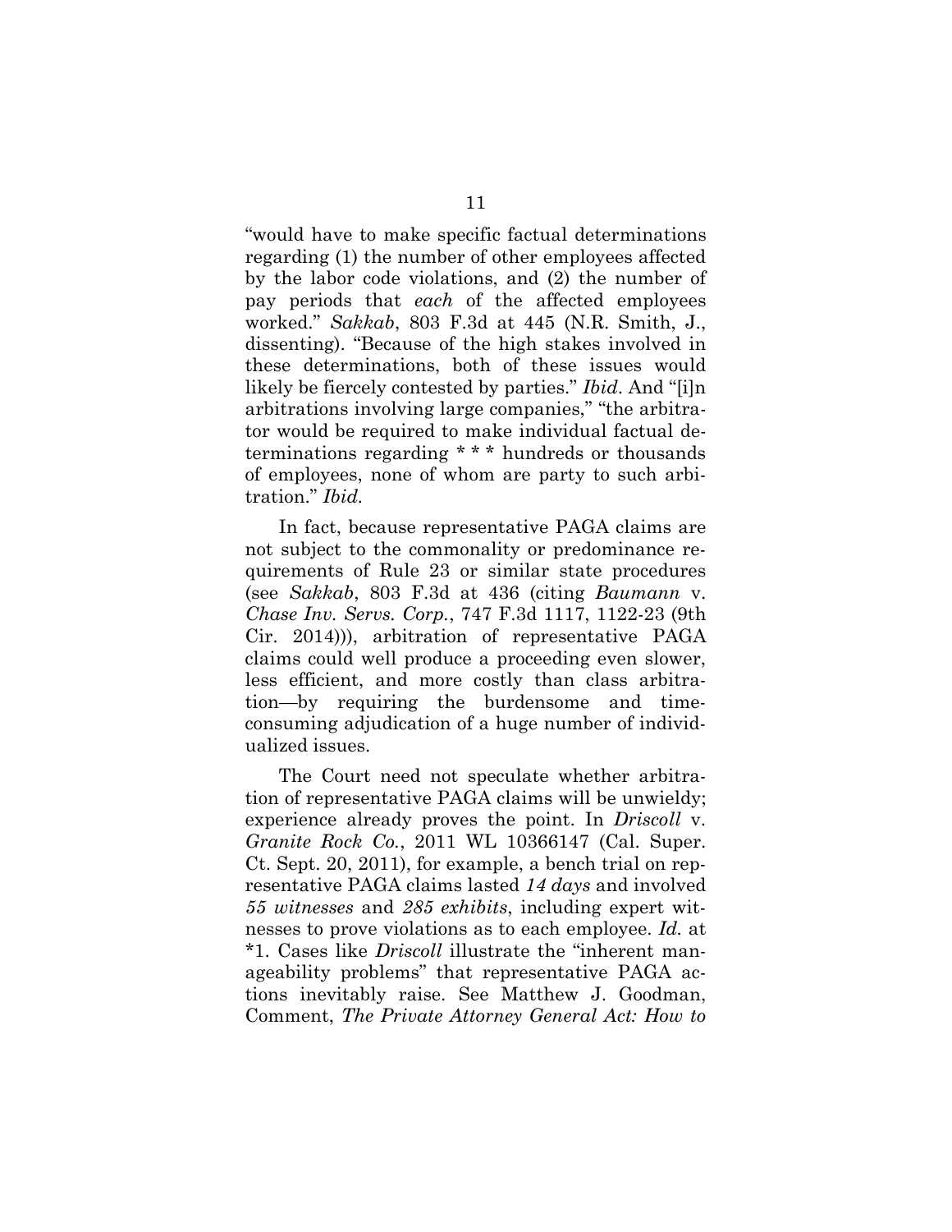"would have to make specific factual determinations regarding (1) the number of other employees affected by the labor code violations, and (2) the number of pay periods that *each* of the affected employees worked." *Sakkab*, 803 F.3d at 445 (N.R. Smith, J., dissenting). "Because of the high stakes involved in these determinations, both of these issues would likely be fiercely contested by parties." *Ibid*. And "[i]n arbitrations involving large companies," "the arbitrator would be required to make individual factual determinations regarding * * * hundreds or thousands of employees, none of whom are party to such arbitration." *Ibid.*

In fact, because representative PAGA claims are not subject to the commonality or predominance requirements of Rule 23 or similar state procedures (see *Sakkab*, 803 F.3d at 436 (citing *Baumann* v. *Chase Inv. Servs. Corp.*, 747 F.3d 1117, 1122-23 (9th Cir. 2014))), arbitration of representative PAGA claims could well produce a proceeding even slower, less efficient, and more costly than class arbitration—by requiring the burdensome and time-consuming adjudication of a huge number of individualized issues.

The Court need not speculate whether arbitration of representative PAGA claims will be unwieldy; experience already proves the point. In *Driscoll* v. *Granite Rock Co.*, 2011 WL 10366147 (Cal. Super. Ct. Sept. 20, 2011), for example, a bench trial on representative PAGA claims lasted *14 days* and involved *55 witnesses* and *285 exhibits*, including expert witnesses to prove violations as to each employee. *Id.* at *1. Cases like *Driscoll* illustrate the "inherent manageability problems" that representative PAGA actions inevitably raise. See Matthew J. Goodman, Comment, *The Private Attorney General Act: How to*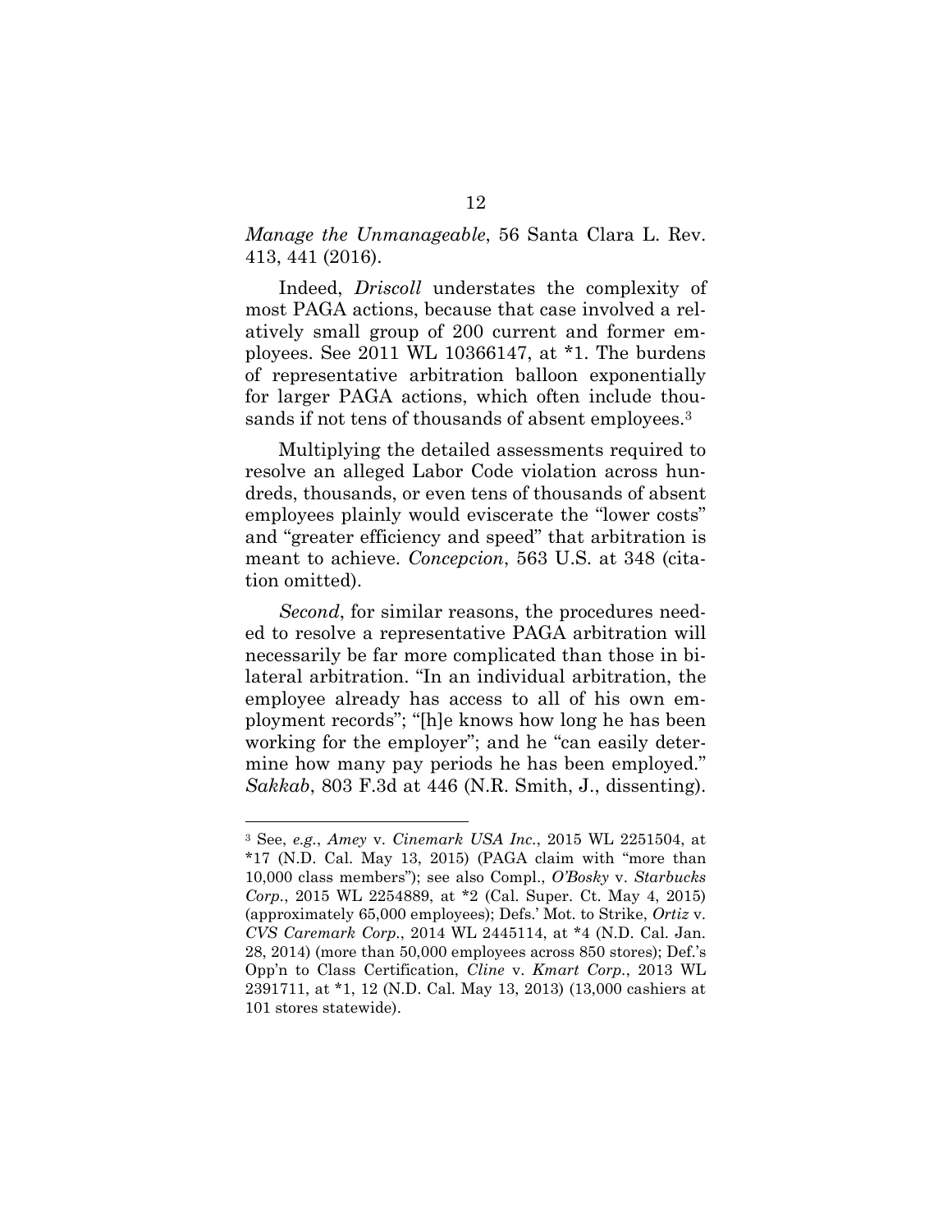*Manage the Unmanageable*, 56 Santa Clara L. Rev. 413, 441 (2016).

Indeed, *Driscoll* understates the complexity of most PAGA actions, because that case involved a relatively small group of 200 current and former employees. See 2011 WL 10366147, at *1. The burdens of representative arbitration balloon exponentially for larger PAGA actions, which often include thousands if not tens of thousands of absent employees.[3]

Multiplying the detailed assessments required to resolve an alleged Labor Code violation across hundreds, thousands, or even tens of thousands of absent employees plainly would eviscerate the "lower costs" and "greater efficiency and speed" that arbitration is meant to achieve. *Concepcion*, 563 U.S. at 348 (citation omitted).

*Second*, for similar reasons, the procedures needed to resolve a representative PAGA arbitration will necessarily be far more complicated than those in bilateral arbitration. "In an individual arbitration, the employee already has access to all of his own employment records"; "[h]e knows how long he has been working for the employer"; and he "can easily determine how many pay periods he has been employed." *Sakkab*, 803 F.3d at 446 (N.R. Smith, J., dissenting).

---

[3] See, *e.g.*, *Amey* v. *Cinemark USA Inc.*, 2015 WL 2251504, at *17 (N.D. Cal. May 13, 2015) (PAGA claim with "more than 10,000 class members"); see also Compl., *O'Bosky* v. *Starbucks Corp.*, 2015 WL 2254889, at *2 (Cal. Super. Ct. May 4, 2015) (approximately 65,000 employees); Defs.' Mot. to Strike, *Ortiz* v. *CVS Caremark Corp.*, 2014 WL 2445114, at *4 (N.D. Cal. Jan. 28, 2014) (more than 50,000 employees across 850 stores); Def.'s Opp'n to Class Certification, *Cline* v. *Kmart Corp.*, 2013 WL 2391711, at *1, 12 (N.D. Cal. May 13, 2013) (13,000 cashiers at 101 stores statewide).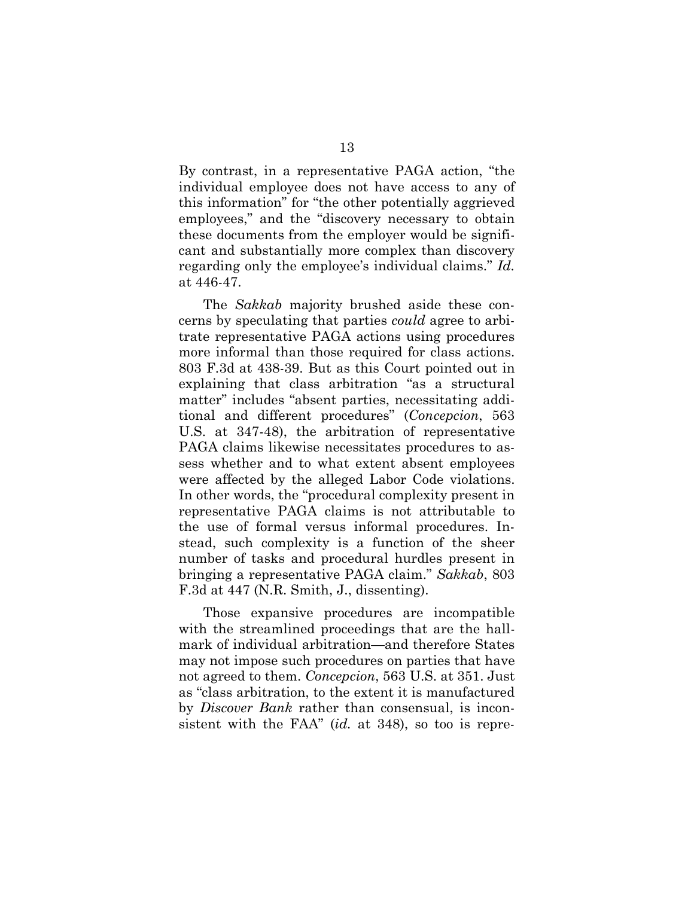By contrast, in a representative PAGA action, "the individual employee does not have access to any of this information" for "the other potentially aggrieved employees," and the "discovery necessary to obtain these documents from the employer would be significant and substantially more complex than discovery regarding only the employee's individual claims." *Id.* at 446-47.

The *Sakkab* majority brushed aside these concerns by speculating that parties *could* agree to arbitrate representative PAGA actions using procedures more informal than those required for class actions. 803 F.3d at 438-39. But as this Court pointed out in explaining that class arbitration "as a structural matter" includes "absent parties, necessitating additional and different procedures" (*Concepcion*, 563 U.S. at 347-48), the arbitration of representative PAGA claims likewise necessitates procedures to assess whether and to what extent absent employees were affected by the alleged Labor Code violations. In other words, the "procedural complexity present in representative PAGA claims is not attributable to the use of formal versus informal procedures. Instead, such complexity is a function of the sheer number of tasks and procedural hurdles present in bringing a representative PAGA claim." *Sakkab*, 803 F.3d at 447 (N.R. Smith, J., dissenting).

Those expansive procedures are incompatible with the streamlined proceedings that are the hallmark of individual arbitration—and therefore States may not impose such procedures on parties that have not agreed to them. *Concepcion*, 563 U.S. at 351. Just as "class arbitration, to the extent it is manufactured by *Discover Bank* rather than consensual, is inconsistent with the FAA" (*id.* at 348), so too is repre-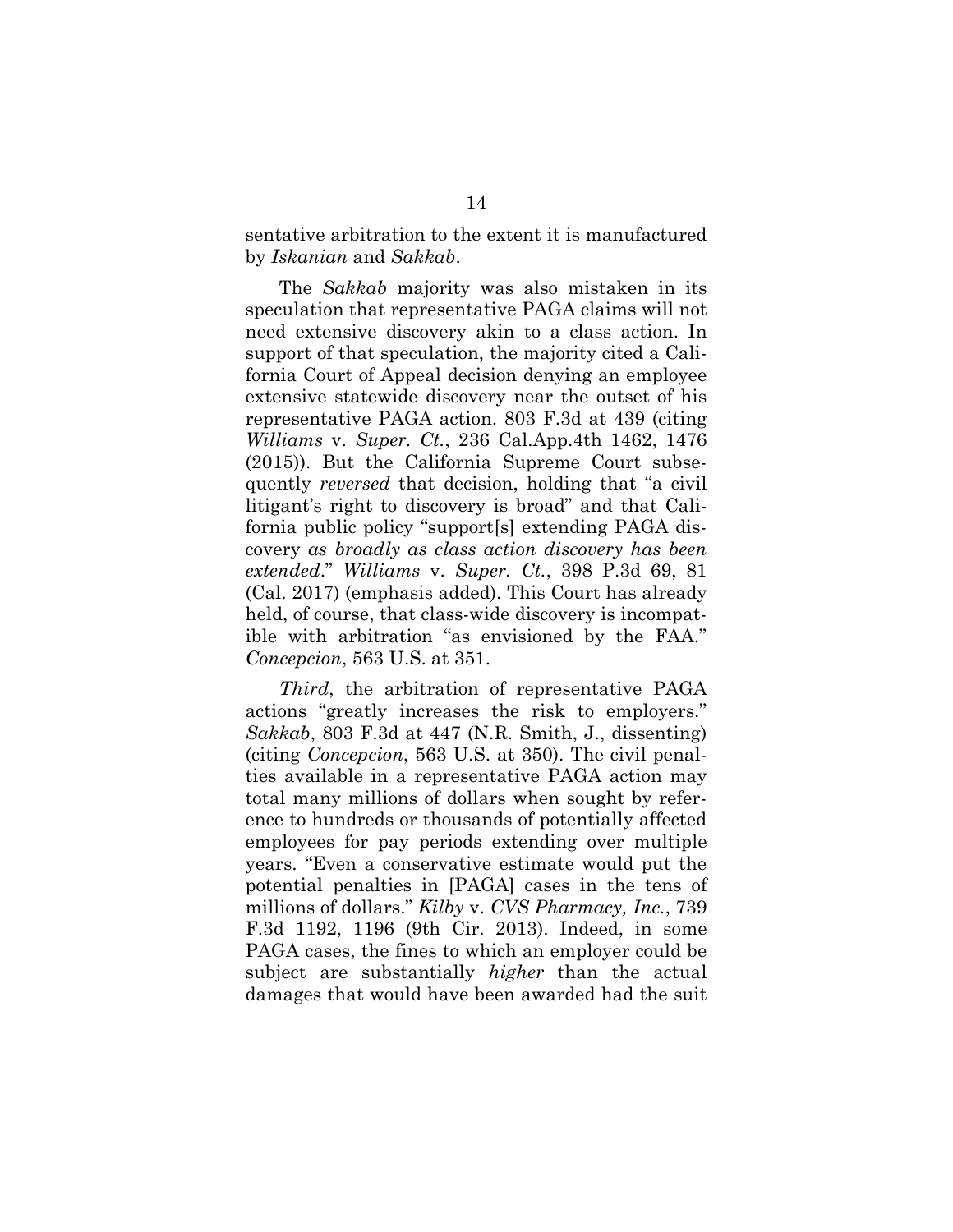sentative arbitration to the extent it is manufactured by *Iskanian* and *Sakkab*.

The *Sakkab* majority was also mistaken in its speculation that representative PAGA claims will not need extensive discovery akin to a class action. In support of that speculation, the majority cited a California Court of Appeal decision denying an employee extensive statewide discovery near the outset of his representative PAGA action. 803 F.3d at 439 (citing *Williams* v. *Super. Ct.*, 236 Cal.App.4th 1462, 1476 (2015)). But the California Supreme Court subsequently *reversed* that decision, holding that "a civil litigant's right to discovery is broad" and that California public policy "support[s] extending PAGA discovery *as broadly as class action discovery has been extended*." *Williams* v. *Super. Ct.*, 398 P.3d 69, 81 (Cal. 2017) (emphasis added). This Court has already held, of course, that class-wide discovery is incompatible with arbitration "as envisioned by the FAA." *Concepcion*, 563 U.S. at 351.

*Third*, the arbitration of representative PAGA actions "greatly increases the risk to employers." *Sakkab*, 803 F.3d at 447 (N.R. Smith, J., dissenting) (citing *Concepcion*, 563 U.S. at 350). The civil penalties available in a representative PAGA action may total many millions of dollars when sought by reference to hundreds or thousands of potentially affected employees for pay periods extending over multiple years. "Even a conservative estimate would put the potential penalties in [PAGA] cases in the tens of millions of dollars." *Kilby* v. *CVS Pharmacy, Inc.*, 739 F.3d 1192, 1196 (9th Cir. 2013). Indeed, in some PAGA cases, the fines to which an employer could be subject are substantially *higher* than the actual damages that would have been awarded had the suit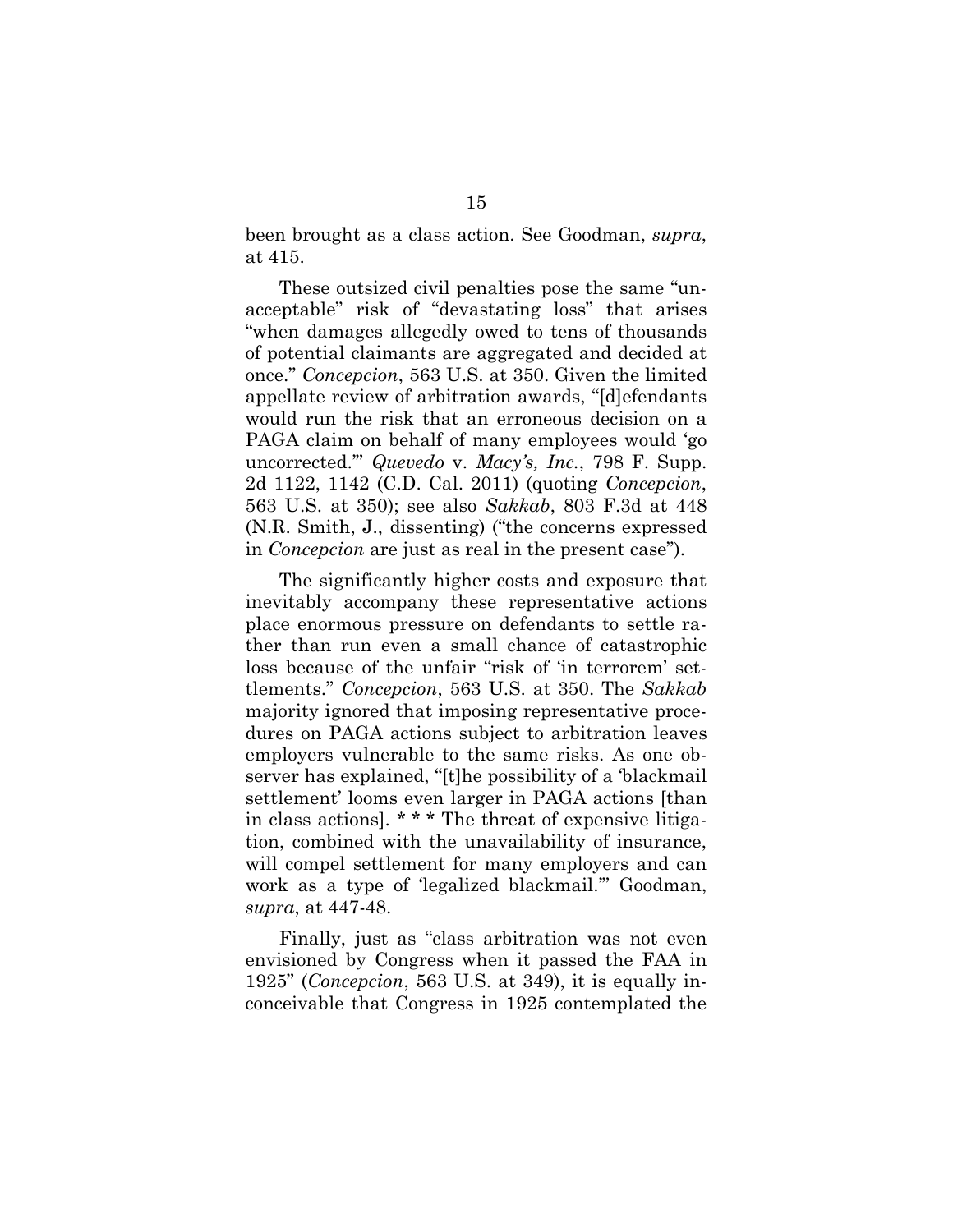been brought as a class action. See Goodman, *supra*, at 415.

These outsized civil penalties pose the same "unacceptable" risk of "devastating loss" that arises "when damages allegedly owed to tens of thousands of potential claimants are aggregated and decided at once." *Concepcion*, 563 U.S. at 350. Given the limited appellate review of arbitration awards, "[d]efendants would run the risk that an erroneous decision on a PAGA claim on behalf of many employees would 'go uncorrected.'" *Quevedo* v. *Macy's, Inc.*, 798 F. Supp. 2d 1122, 1142 (C.D. Cal. 2011) (quoting *Concepcion*, 563 U.S. at 350); see also *Sakkab*, 803 F.3d at 448 (N.R. Smith, J., dissenting) ("the concerns expressed in *Concepcion* are just as real in the present case").

The significantly higher costs and exposure that inevitably accompany these representative actions place enormous pressure on defendants to settle rather than run even a small chance of catastrophic loss because of the unfair "risk of 'in terrorem' settlements." *Concepcion*, 563 U.S. at 350. The *Sakkab* majority ignored that imposing representative procedures on PAGA actions subject to arbitration leaves employers vulnerable to the same risks. As one observer has explained, "[t]he possibility of a 'blackmail settlement' looms even larger in PAGA actions [than in class actions]. * * * The threat of expensive litigation, combined with the unavailability of insurance, will compel settlement for many employers and can work as a type of 'legalized blackmail.'" Goodman, *supra*, at 447-48.

Finally, just as "class arbitration was not even envisioned by Congress when it passed the FAA in 1925" (*Concepcion*, 563 U.S. at 349), it is equally inconceivable that Congress in 1925 contemplated the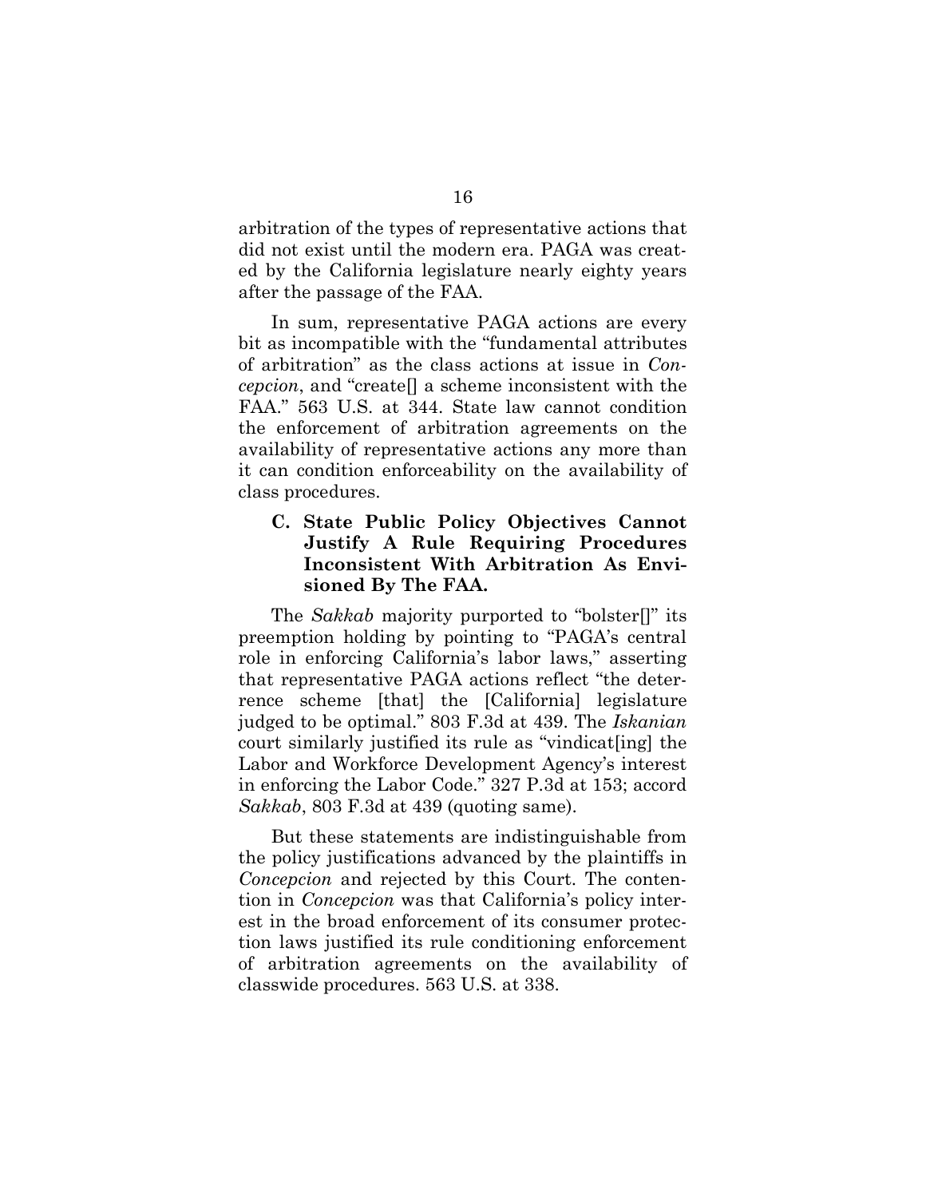arbitration of the types of representative actions that did not exist until the modern era. PAGA was created by the California legislature nearly eighty years after the passage of the FAA.

In sum, representative PAGA actions are every bit as incompatible with the "fundamental attributes of arbitration" as the class actions at issue in *Concepcion*, and "create[] a scheme inconsistent with the FAA." 563 U.S. at 344. State law cannot condition the enforcement of arbitration agreements on the availability of representative actions any more than it can condition enforceability on the availability of class procedures.

### C. State Public Policy Objectives Cannot Justify A Rule Requiring Procedures Inconsistent With Arbitration As Envisioned By The FAA.

The *Sakkab* majority purported to "bolster[]" its preemption holding by pointing to "PAGA's central role in enforcing California's labor laws," asserting that representative PAGA actions reflect "the deterrence scheme [that] the [California] legislature judged to be optimal." 803 F.3d at 439. The *Iskanian* court similarly justified its rule as "vindicat[ing] the Labor and Workforce Development Agency's interest in enforcing the Labor Code." 327 P.3d at 153; accord *Sakkab*, 803 F.3d at 439 (quoting same).

But these statements are indistinguishable from the policy justifications advanced by the plaintiffs in *Concepcion* and rejected by this Court. The contention in *Concepcion* was that California's policy interest in the broad enforcement of its consumer protection laws justified its rule conditioning enforcement of arbitration agreements on the availability of classwide procedures. 563 U.S. at 338.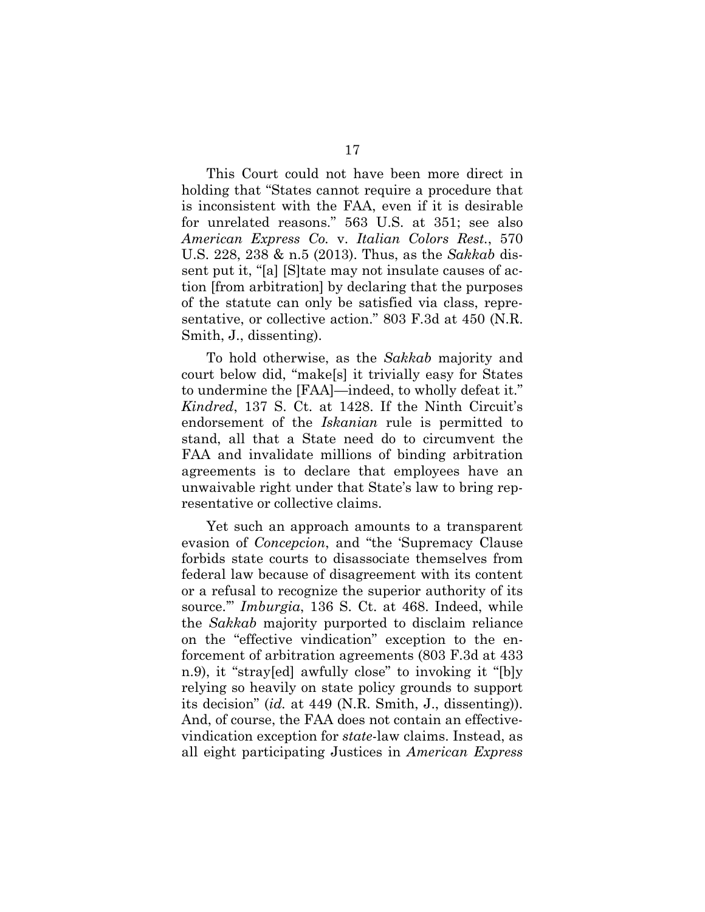This Court could not have been more direct in holding that "States cannot require a procedure that is inconsistent with the FAA, even if it is desirable for unrelated reasons." 563 U.S. at 351; see also *American Express Co.* v. *Italian Colors Rest.*, 570 U.S. 228, 238 & n.5 (2013). Thus, as the *Sakkab* dissent put it, "[a] [S]tate may not insulate causes of action [from arbitration] by declaring that the purposes of the statute can only be satisfied via class, representative, or collective action." 803 F.3d at 450 (N.R. Smith, J., dissenting).

To hold otherwise, as the *Sakkab* majority and court below did, "make[s] it trivially easy for States to undermine the [FAA]—indeed, to wholly defeat it." *Kindred*, 137 S. Ct. at 1428. If the Ninth Circuit's endorsement of the *Iskanian* rule is permitted to stand, all that a State need do to circumvent the FAA and invalidate millions of binding arbitration agreements is to declare that employees have an unwaivable right under that State's law to bring representative or collective claims.

Yet such an approach amounts to a transparent evasion of *Concepcion*, and "the 'Supremacy Clause forbids state courts to disassociate themselves from federal law because of disagreement with its content or a refusal to recognize the superior authority of its source.'" *Imburgia*, 136 S. Ct. at 468. Indeed, while the *Sakkab* majority purported to disclaim reliance on the "effective vindication" exception to the enforcement of arbitration agreements (803 F.3d at 433 n.9), it "stray[ed] awfully close" to invoking it "[b]y relying so heavily on state policy grounds to support its decision" (*id.* at 449 (N.R. Smith, J., dissenting)). And, of course, the FAA does not contain an effective-vindication exception for *state*-law claims. Instead, as all eight participating Justices in *American Express*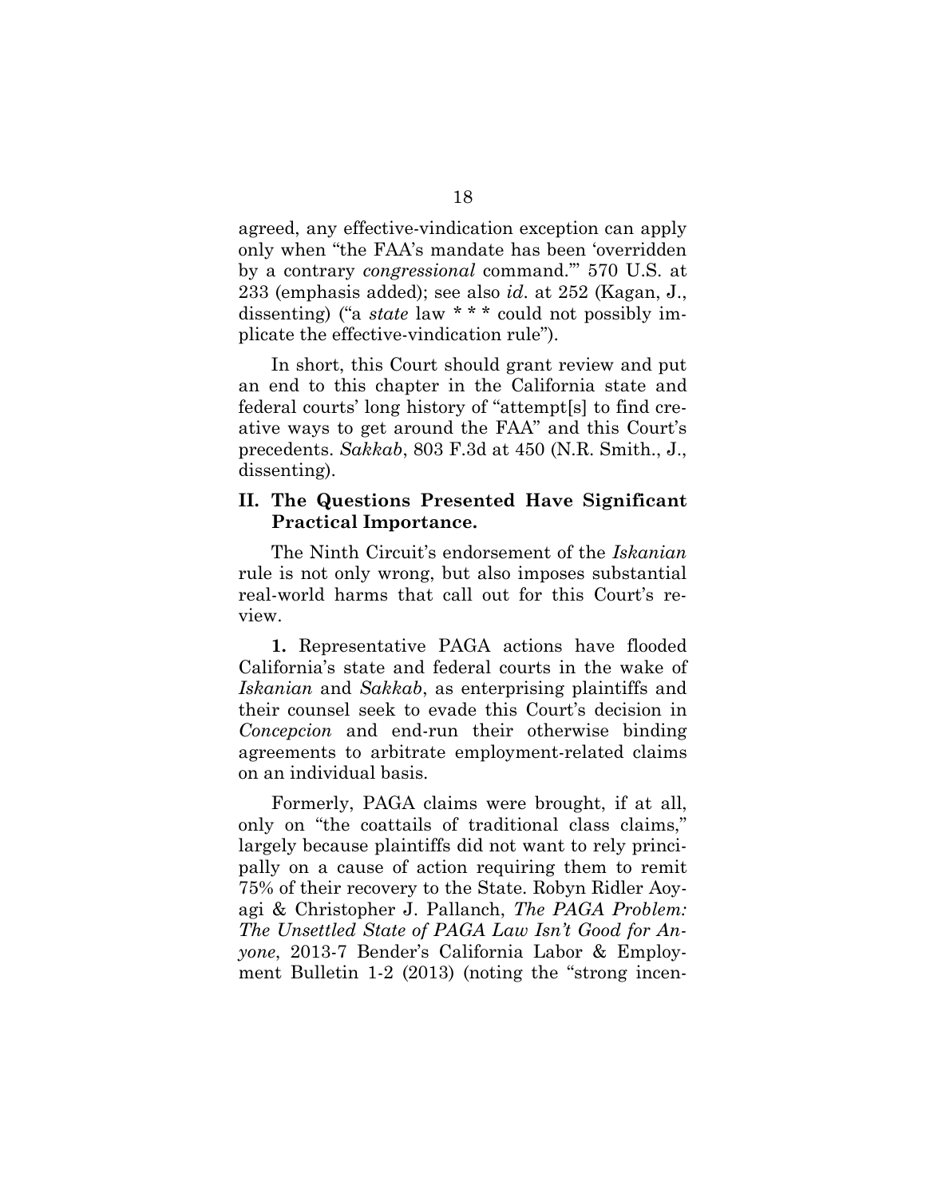agreed, any effective-vindication exception can apply only when "the FAA's mandate has been 'overridden by a contrary *congressional* command.'" 570 U.S. at 233 (emphasis added); see also *id.* at 252 (Kagan, J., dissenting) ("a *state* law * * * could not possibly implicate the effective-vindication rule").

In short, this Court should grant review and put an end to this chapter in the California state and federal courts' long history of "attempt[s] to find creative ways to get around the FAA" and this Court's precedents. *Sakkab*, 803 F.3d at 450 (N.R. Smith., J., dissenting).

## II. The Questions Presented Have Significant Practical Importance.

The Ninth Circuit's endorsement of the *Iskanian* rule is not only wrong, but also imposes substantial real-world harms that call out for this Court's review.

**1.** Representative PAGA actions have flooded California's state and federal courts in the wake of *Iskanian* and *Sakkab*, as enterprising plaintiffs and their counsel seek to evade this Court's decision in *Concepcion* and end-run their otherwise binding agreements to arbitrate employment-related claims on an individual basis.

Formerly, PAGA claims were brought, if at all, only on "the coattails of traditional class claims," largely because plaintiffs did not want to rely principally on a cause of action requiring them to remit 75% of their recovery to the State. Robyn Ridler Aoyagi & Christopher J. Pallanch, *The PAGA Problem: The Unsettled State of PAGA Law Isn't Good for Anyone*, 2013-7 Bender's California Labor & Employment Bulletin 1-2 (2013) (noting the "strong incen-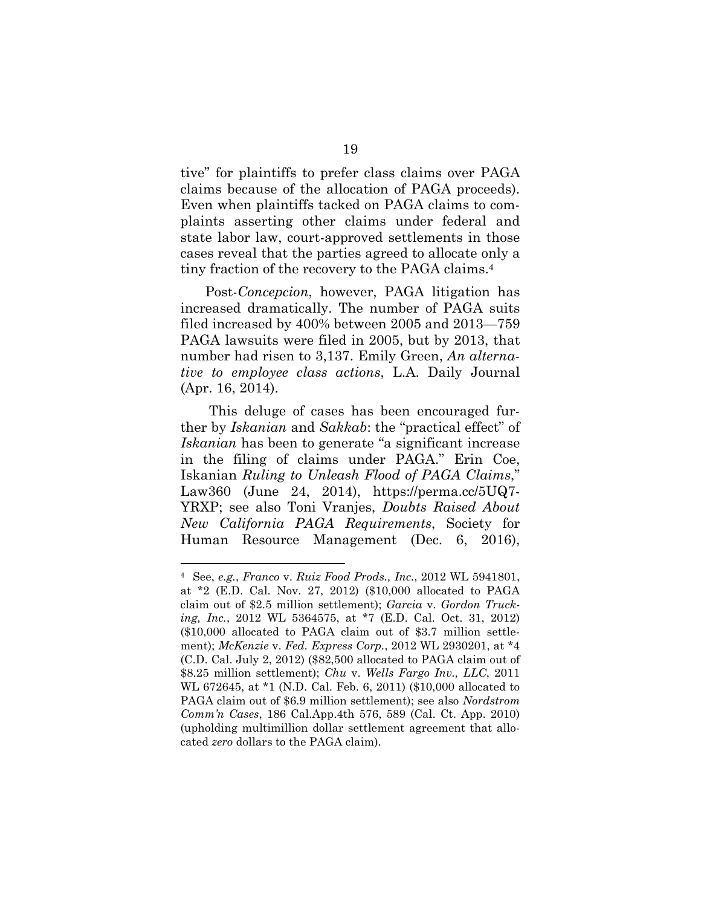tive" for plaintiffs to prefer class claims over PAGA claims because of the allocation of PAGA proceeds). Even when plaintiffs tacked on PAGA claims to complaints asserting other claims under federal and state labor law, court-approved settlements in those cases reveal that the parties agreed to allocate only a tiny fraction of the recovery to the PAGA claims.[4]

Post-*Concepcion*, however, PAGA litigation has increased dramatically. The number of PAGA suits filed increased by 400% between 2005 and 2013—759 PAGA lawsuits were filed in 2005, but by 2013, that number had risen to 3,137. Emily Green, *An alternative to employee class actions*, L.A. Daily Journal (Apr. 16, 2014).

This deluge of cases has been encouraged further by *Iskanian* and *Sakkab*: the "practical effect" of *Iskanian* has been to generate "a significant increase in the filing of claims under PAGA." Erin Coe, Iskanian *Ruling to Unleash Flood of PAGA Claims*," Law360 (June 24, 2014), https://perma.cc/5UQ7-YRXP; see also Toni Vranjes, *Doubts Raised About New California PAGA Requirements*, Society for Human Resource Management (Dec. 6, 2016),

---

[4] See, *e.g.*, *Franco* v. *Ruiz Food Prods., Inc.*, 2012 WL 5941801, at *2 (E.D. Cal. Nov. 27, 2012) ($10,000 allocated to PAGA claim out of $2.5 million settlement); *Garcia* v. *Gordon Trucking, Inc.*, 2012 WL 5364575, at *7 (E.D. Cal. Oct. 31, 2012) ($10,000 allocated to PAGA claim out of $3.7 million settlement); *McKenzie* v. *Fed. Express Corp.*, 2012 WL 2930201, at *4 (C.D. Cal. July 2, 2012) ($82,500 allocated to PAGA claim out of $8.25 million settlement); *Chu* v. *Wells Fargo Inv., LLC*, 2011 WL 672645, at *1 (N.D. Cal. Feb. 6, 2011) ($10,000 allocated to PAGA claim out of $6.9 million settlement); see also *Nordstrom Comm'n Cases*, 186 Cal.App.4th 576, 589 (Cal. Ct. App. 2010) (upholding multimillion dollar settlement agreement that allocated *zero* dollars to the PAGA claim).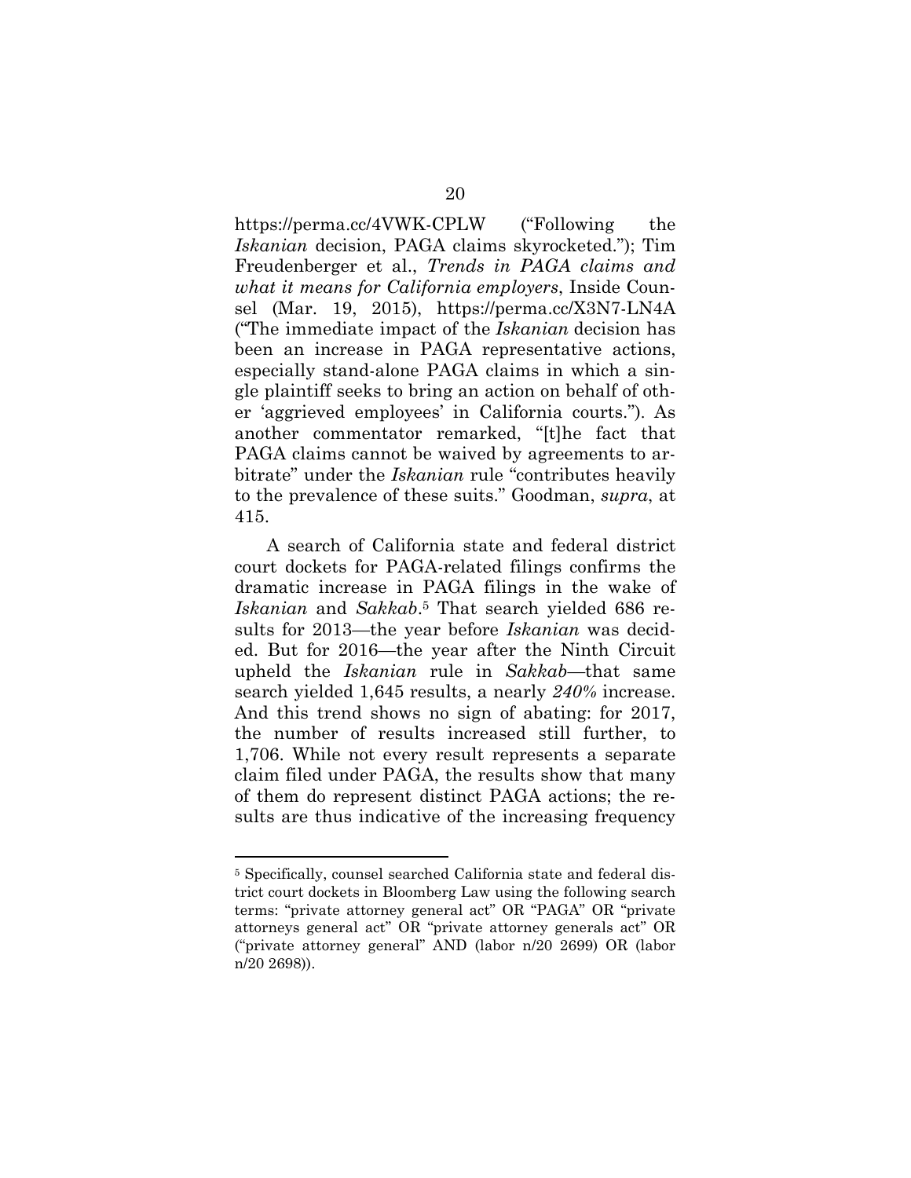https://perma.cc/4VWK-CPLW ("Following the *Iskanian* decision, PAGA claims skyrocketed."); Tim Freudenberger et al., *Trends in PAGA claims and what it means for California employers*, Inside Counsel (Mar. 19, 2015), https://perma.cc/X3N7-LN4A ("The immediate impact of the *Iskanian* decision has been an increase in PAGA representative actions, especially stand-alone PAGA claims in which a single plaintiff seeks to bring an action on behalf of other 'aggrieved employees' in California courts."). As another commentator remarked, "[t]he fact that PAGA claims cannot be waived by agreements to arbitrate" under the *Iskanian* rule "contributes heavily to the prevalence of these suits." Goodman, *supra*, at 415.

A search of California state and federal district court dockets for PAGA-related filings confirms the dramatic increase in PAGA filings in the wake of *Iskanian* and *Sakkab*.[5] That search yielded 686 results for 2013—the year before *Iskanian* was decided. But for 2016—the year after the Ninth Circuit upheld the *Iskanian* rule in *Sakkab*—that same search yielded 1,645 results, a nearly *240%* increase. And this trend shows no sign of abating: for 2017, the number of results increased still further, to 1,706. While not every result represents a separate claim filed under PAGA, the results show that many of them do represent distinct PAGA actions; the results are thus indicative of the increasing frequency

---

[5] Specifically, counsel searched California state and federal district court dockets in Bloomberg Law using the following search terms: "private attorney general act" OR "PAGA" OR "private attorneys general act" OR "private attorney generals act" OR ("private attorney general" AND (labor n/20 2699) OR (labor n/20 2698)).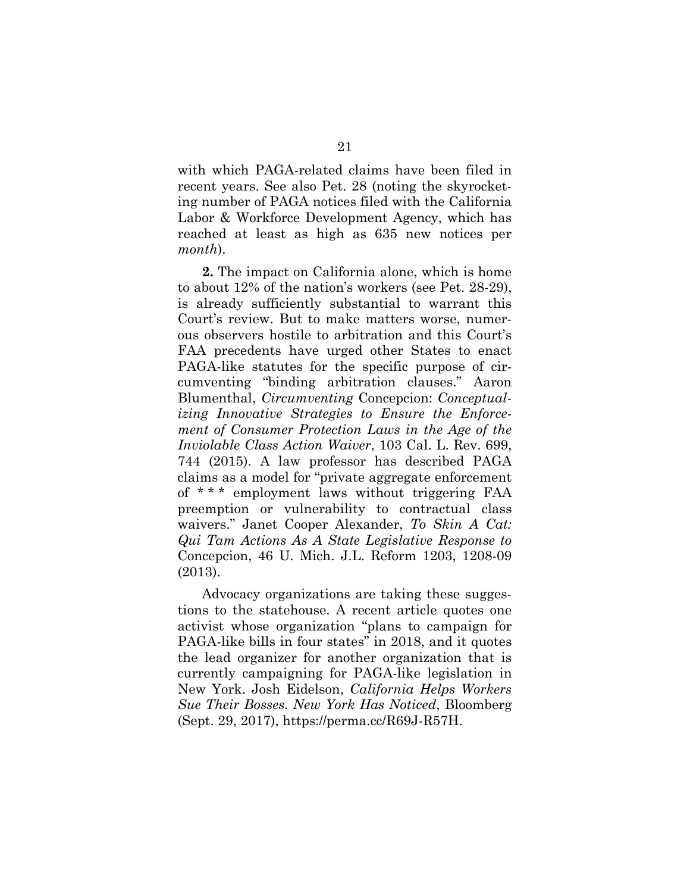with which PAGA-related claims have been filed in recent years. See also Pet. 28 (noting the skyrocketing number of PAGA notices filed with the California Labor & Workforce Development Agency, which has reached at least as high as 635 new notices per *month*).

**2.** The impact on California alone, which is home to about 12% of the nation's workers (see Pet. 28-29), is already sufficiently substantial to warrant this Court's review. But to make matters worse, numerous observers hostile to arbitration and this Court's FAA precedents have urged other States to enact PAGA-like statutes for the specific purpose of circumventing "binding arbitration clauses." Aaron Blumenthal, *Circumventing* Concepcion: *Conceptualizing Innovative Strategies to Ensure the Enforcement of Consumer Protection Laws in the Age of the Inviolable Class Action Waiver*, 103 Cal. L. Rev. 699, 744 (2015). A law professor has described PAGA claims as a model for "private aggregate enforcement of * * * employment laws without triggering FAA preemption or vulnerability to contractual class waivers." Janet Cooper Alexander, *To Skin A Cat: Qui Tam Actions As A State Legislative Response to* Concepcion, 46 U. Mich. J.L. Reform 1203, 1208-09 (2013).

Advocacy organizations are taking these suggestions to the statehouse. A recent article quotes one activist whose organization "plans to campaign for PAGA-like bills in four states" in 2018, and it quotes the lead organizer for another organization that is currently campaigning for PAGA-like legislation in New York. Josh Eidelson, *California Helps Workers Sue Their Bosses. New York Has Noticed*, Bloomberg (Sept. 29, 2017), https://perma.cc/R69J-R57H.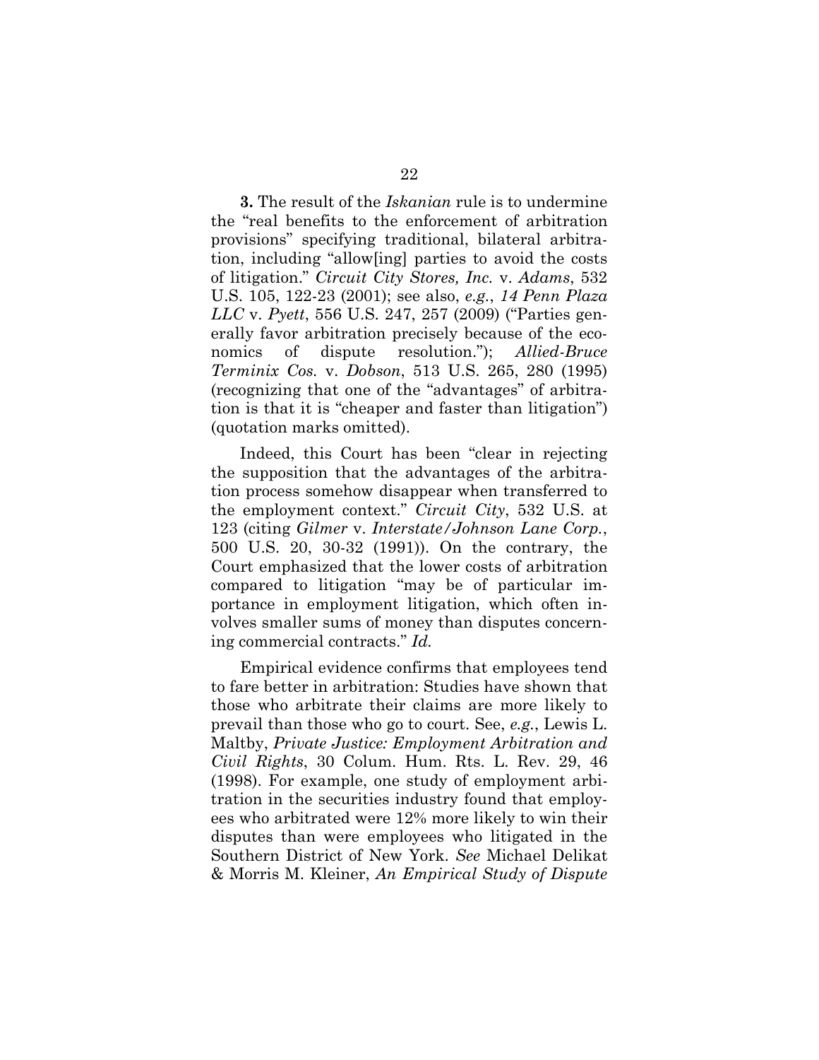**3.** The result of the *Iskanian* rule is to undermine the "real benefits to the enforcement of arbitration provisions" specifying traditional, bilateral arbitration, including "allow[ing] parties to avoid the costs of litigation." *Circuit City Stores, Inc.* v. *Adams*, 532 U.S. 105, 122-23 (2001); see also, *e.g.*, *14 Penn Plaza LLC* v. *Pyett*, 556 U.S. 247, 257 (2009) ("Parties generally favor arbitration precisely because of the economics of dispute resolution."); *Allied-Bruce Terminix Cos.* v. *Dobson*, 513 U.S. 265, 280 (1995) (recognizing that one of the "advantages" of arbitration is that it is "cheaper and faster than litigation") (quotation marks omitted).

Indeed, this Court has been "clear in rejecting the supposition that the advantages of the arbitration process somehow disappear when transferred to the employment context." *Circuit City*, 532 U.S. at 123 (citing *Gilmer* v. *Interstate/Johnson Lane Corp.*, 500 U.S. 20, 30-32 (1991)). On the contrary, the Court emphasized that the lower costs of arbitration compared to litigation "may be of particular importance in employment litigation, which often involves smaller sums of money than disputes concerning commercial contracts." *Id.*

Empirical evidence confirms that employees tend to fare better in arbitration: Studies have shown that those who arbitrate their claims are more likely to prevail than those who go to court. See, *e.g.*, Lewis L. Maltby, *Private Justice: Employment Arbitration and Civil Rights*, 30 Colum. Hum. Rts. L. Rev. 29, 46 (1998). For example, one study of employment arbitration in the securities industry found that employees who arbitrated were 12% more likely to win their disputes than were employees who litigated in the Southern District of New York. *See* Michael Delikat & Morris M. Kleiner, *An Empirical Study of Dispute*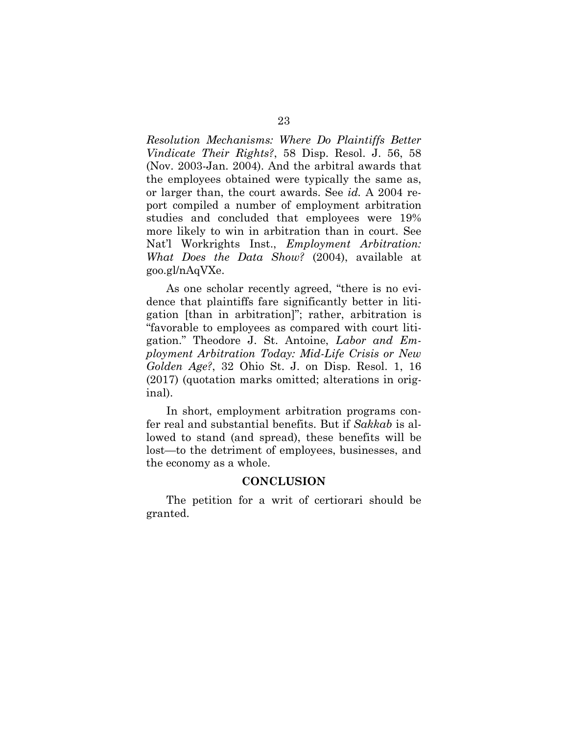*Resolution Mechanisms: Where Do Plaintiffs Better Vindicate Their Rights?*, 58 Disp. Resol. J. 56, 58 (Nov. 2003-Jan. 2004). And the arbitral awards that the employees obtained were typically the same as, or larger than, the court awards. See *id.* A 2004 report compiled a number of employment arbitration studies and concluded that employees were 19% more likely to win in arbitration than in court. See Nat'l Workrights Inst., *Employment Arbitration: What Does the Data Show?* (2004), available at goo.gl/nAqVXe.

As one scholar recently agreed, "there is no evidence that plaintiffs fare significantly better in litigation [than in arbitration]"; rather, arbitration is "favorable to employees as compared with court litigation." Theodore J. St. Antoine, *Labor and Employment Arbitration Today: Mid-Life Crisis or New Golden Age?*, 32 Ohio St. J. on Disp. Resol. 1, 16 (2017) (quotation marks omitted; alterations in original).

In short, employment arbitration programs confer real and substantial benefits. But if *Sakkab* is allowed to stand (and spread), these benefits will be lost—to the detriment of employees, businesses, and the economy as a whole.

## CONCLUSION

The petition for a writ of certiorari should be granted.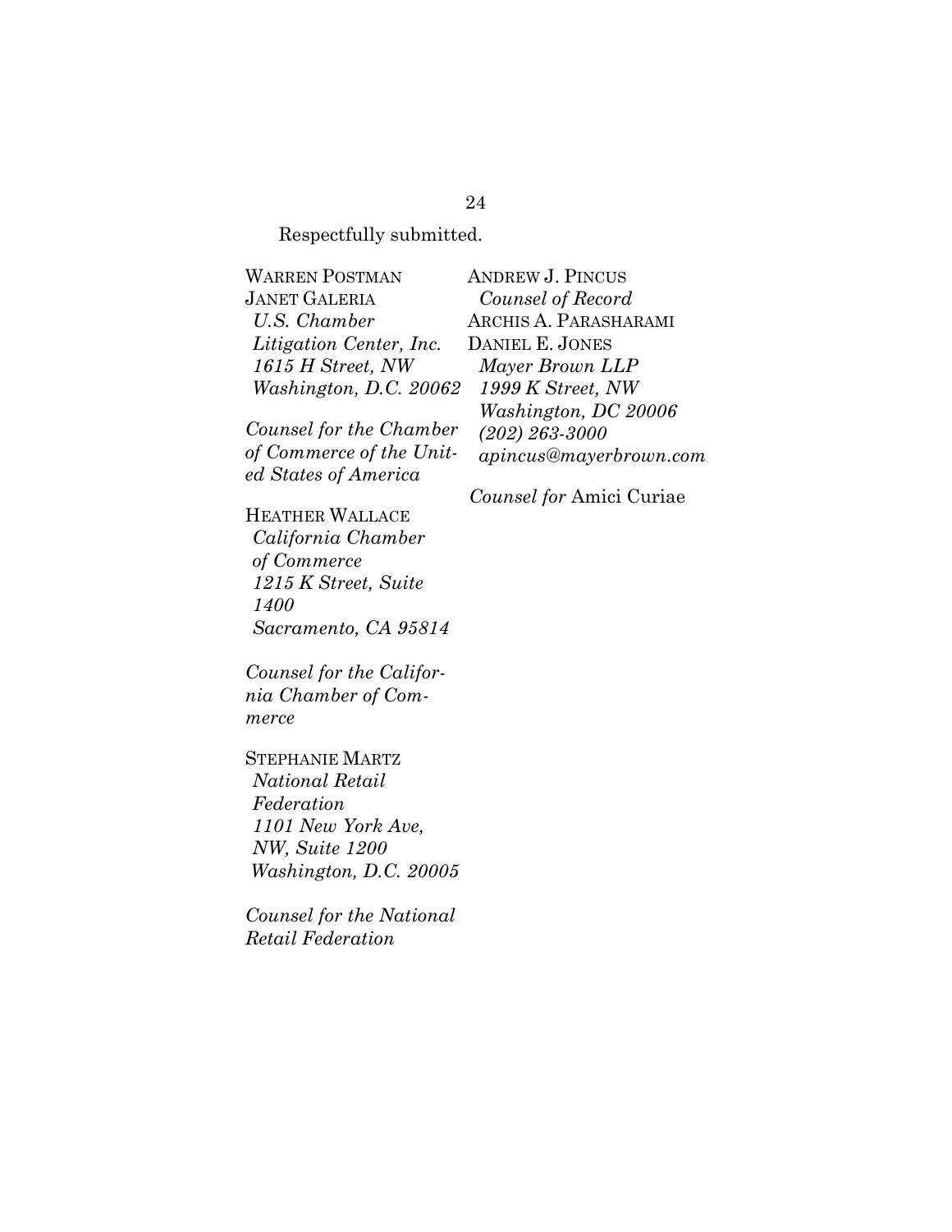Respectfully submitted.

WARREN POSTMAN
JANET GALERIA
*U.S. Chamber Litigation Center, Inc.*
*1615 H Street, NW*
*Washington, D.C. 20062*

*Counsel for the Chamber of Commerce of the United States of America*

HEATHER WALLACE
*California Chamber of Commerce*
*1215 K Street, Suite 1400*
*Sacramento, CA 95814*

*Counsel for the California Chamber of Commerce*

STEPHANIE MARTZ
*National Retail Federation*
*1101 New York Ave, NW, Suite 1200*
*Washington, D.C. 20005*

*Counsel for the National Retail Federation*

ANDREW J. PINCUS
*Counsel of Record*
ARCHIS A. PARASHARAMI
DANIEL E. JONES
*Mayer Brown LLP*
*1999 K Street, NW*
*Washington, DC 20006*
*(202) 263-3000*
*apincus@mayerbrown.com*

*Counsel for* Amici Curiae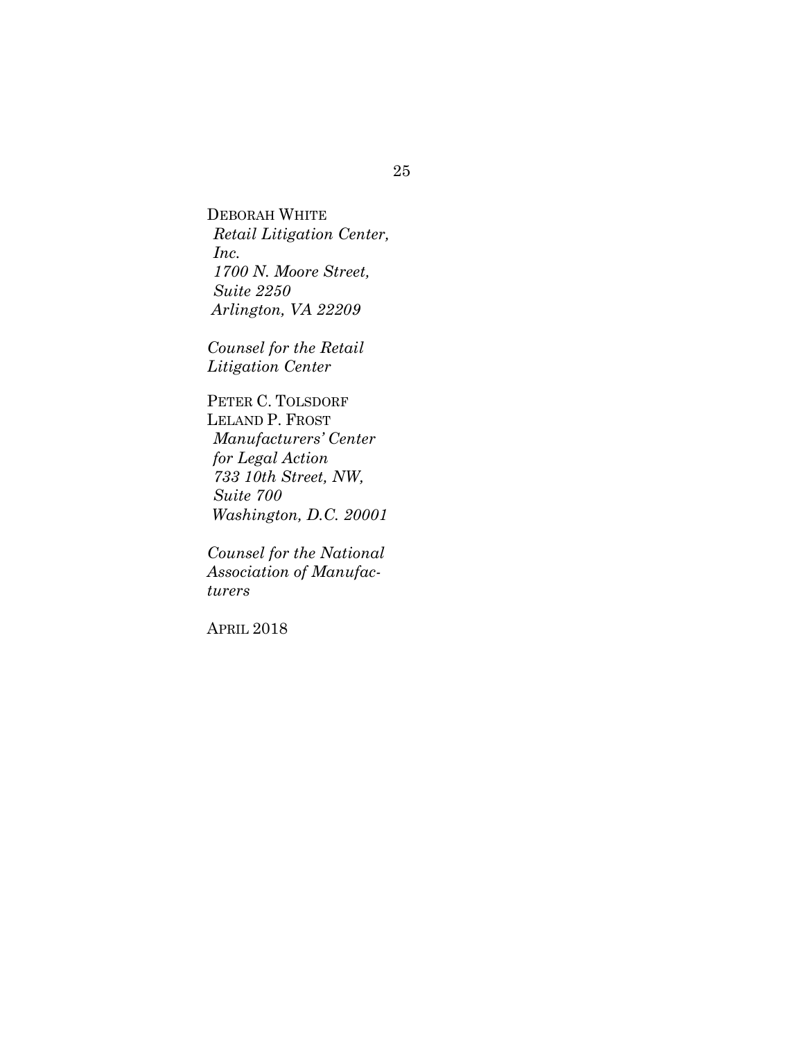DEBORAH WHITE
*Retail Litigation Center, Inc.*
*1700 N. Moore Street, Suite 2250*
*Arlington, VA 22209*

*Counsel for the Retail Litigation Center*

PETER C. TOLSDORF
LELAND P. FROST
*Manufacturers' Center for Legal Action*
*733 10th Street, NW, Suite 700*
*Washington, D.C. 20001*

*Counsel for the National Association of Manufacturers*

APRIL 2018